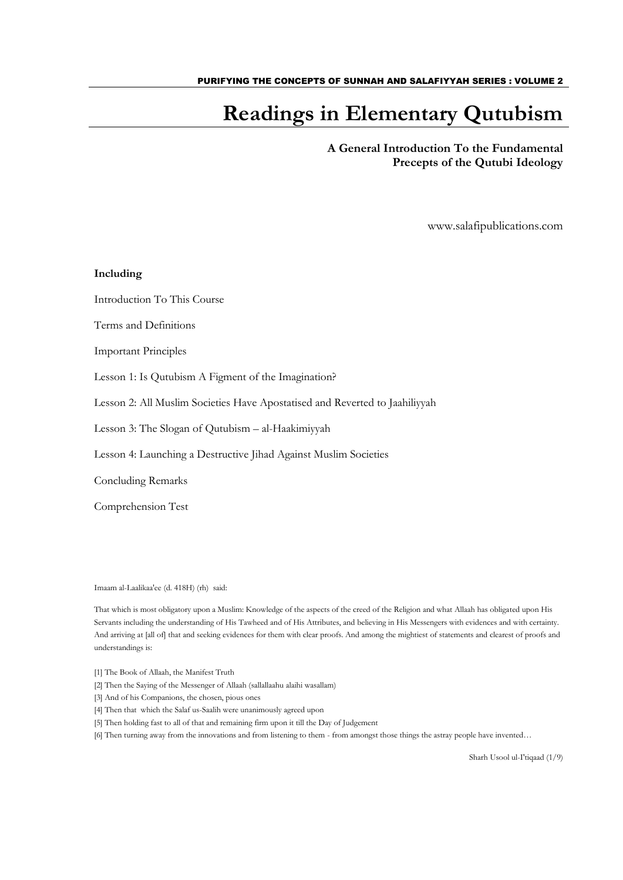PURIFYING THE CONCEPTS OF SUNNAH AND SALAFIYYAH SERIES : VOLUME 2

# Readings in Elementary Qutubism

**A General Introduction To the Fundamental Precepts of the Qutubi Ideology**

www.salafipublications.com

**Including**

Introduction To This Course

Terms and Definitions

Important Principles

Lesson 1: Is Qutubism A Figment of the Imagination?

Lesson 2: All Muslim Societies Have Apostatised and Reverted to Jaahiliyyah

Lesson 3: The Slogan of Qutubism – al-Haakimiyyah

Lesson 4: Launching a Destructive Jihad Against Muslim Societies

Concluding Remarks

Comprehension Test

Imaam al-Laalikaa'ee (d. 418H) (rh) said:

That which is most obligatory upon a Muslim: Knowledge of the aspects of the creed of the Religion and what Allaah has obligated upon His Servants including the understanding of His Tawheed and of His Attributes, and believing in His Messengers with evidences and with certainty. And arriving at [all of] that and seeking evidences for them with clear proofs. And among the mightiest of statements and clearest of proofs and understandings is:

[1] The Book of Allaah, the Manifest Truth
[2] Then the Saying of the Messenger of Allaah (sallallaahu alaihi wasallam)
[3] And of his Companions, the chosen, pious ones
[4] Then that which the Salaf us-Saalih were unanimously agreed upon
[5] Then holding fast to all of that and remaining firm upon it till the Day of Judgement
[6] Then turning away from the innovations and from listening to them - from amongst those things the astray people have invented…

Sharh Usool ul-I'tiqaad (1/9)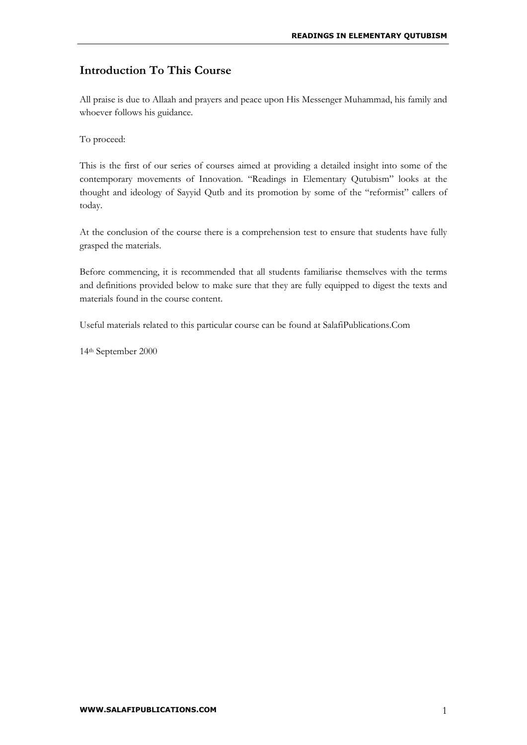## Introduction To This Course

All praise is due to Allaah and prayers and peace upon His Messenger Muhammad, his family and whoever follows his guidance.

To proceed:

This is the first of our series of courses aimed at providing a detailed insight into some of the contemporary movements of Innovation. "Readings in Elementary Qutubism" looks at the thought and ideology of Sayyid Qutb and its promotion by some of the "reformist" callers of today.

At the conclusion of the course there is a comprehension test to ensure that students have fully grasped the materials.

Before commencing, it is recommended that all students familiarise themselves with the terms and definitions provided below to make sure that they are fully equipped to digest the texts and materials found in the course content.

Useful materials related to this particular course can be found at SalafiPublications.Com

14th September 2000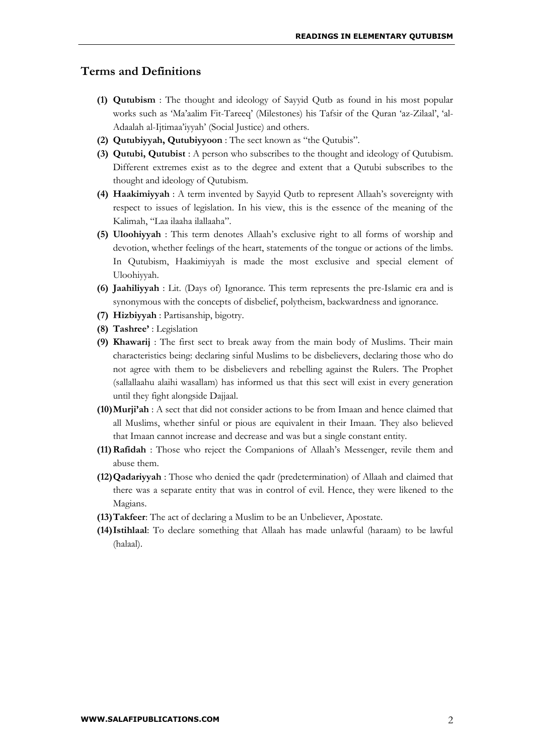## Terms and Definitions

1. **Qutubism** : The thought and ideology of Sayyid Qutb as found in his most popular works such as 'Ma'aalim Fit-Tareeq' (Milestones) his Tafsir of the Quran 'az-Zilaal', 'al-Adaalah al-Ijtimaa'iyyah' (Social Justice) and others.
2. **Qutubiyyah, Qutubiyyoon** : The sect known as "the Qutubis".
3. **Qutubi, Qutubist** : A person who subscribes to the thought and ideology of Qutubism. Different extremes exist as to the degree and extent that a Qutubi subscribes to the thought and ideology of Qutubism.
4. **Haakimiyyah** : A term invented by Sayyid Qutb to represent Allaah's sovereignty with respect to issues of legislation. In his view, this is the essence of the meaning of the Kalimah, "Laa ilaaha ilallaaha".
5. **Uloohiyyah** : This term denotes Allaah's exclusive right to all forms of worship and devotion, whether feelings of the heart, statements of the tongue or actions of the limbs. In Qutubism, Haakimiyyah is made the most exclusive and special element of Uloohiyyah.
6. **Jaahiliyyah** : Lit. (Days of) Ignorance. This term represents the pre-Islamic era and is synonymous with the concepts of disbelief, polytheism, backwardness and ignorance.
7. **Hizbiyyah** : Partisanship, bigotry.
8. **Tashree'** : Legislation
9. **Khawarij** : The first sect to break away from the main body of Muslims. Their main characteristics being: declaring sinful Muslims to be disbelievers, declaring those who do not agree with them to be disbelievers and rebelling against the Rulers. The Prophet (sallallaahu alaihi wasallam) has informed us that this sect will exist in every generation until they fight alongside Dajjaal.
10. **Murji'ah** : A sect that did not consider actions to be from Imaan and hence claimed that all Muslims, whether sinful or pious are equivalent in their Imaan. They also believed that Imaan cannot increase and decrease and was but a single constant entity.
11. **Rafidah** : Those who reject the Companions of Allaah's Messenger, revile them and abuse them.
12. **Qadariyyah** : Those who denied the qadr (predetermination) of Allaah and claimed that there was a separate entity that was in control of evil. Hence, they were likened to the Magians.
13. **Takfeer**: The act of declaring a Muslim to be an Unbeliever, Apostate.
14. **Istihlaal**: To declare something that Allaah has made unlawful (haraam) to be lawful (halaal).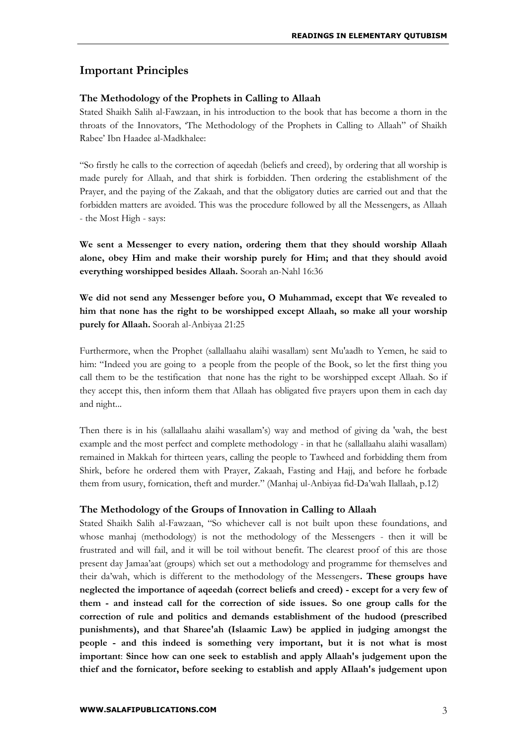## Important Principles

### The Methodology of the Prophets in Calling to Allaah

Stated Shaikh Salih al-Fawzaan, in his introduction to the book that has become a thorn in the throats of the Innovators, 'The Methodology of the Prophets in Calling to Allaah" of Shaikh Rabee' Ibn Haadee al-Madkhalee:

"So firstly he calls to the correction of aqeedah (beliefs and creed), by ordering that all worship is made purely for Allaah, and that shirk is forbidden. Then ordering the establishment of the Prayer, and the paying of the Zakaah, and that the obligatory duties are carried out and that the forbidden matters are avoided. This was the procedure followed by all the Messengers, as Allaah - the Most High - says:

**We sent a Messenger to every nation, ordering them that they should worship Allaah alone, obey Him and make their worship purely for Him; and that they should avoid everything worshipped besides Allaah.** Soorah an-Nahl 16:36

**We did not send any Messenger before you, O Muhammad, except that We revealed to him that none has the right to be worshipped except Allaah, so make all your worship purely for Allaah.** Soorah al-Anbiyaa 21:25

Furthermore, when the Prophet (sallallaahu alaihi wasallam) sent Mu'aadh to Yemen, he said to him: "Indeed you are going to a people from the people of the Book, so let the first thing you call them to be the testification that none has the right to be worshipped except Allaah. So if they accept this, then inform them that Allaah has obligated five prayers upon them in each day and night...

Then there is in his (sallallaahu alaihi wasallam's) way and method of giving da 'wah, the best example and the most perfect and complete methodology - in that he (sallallaahu alaihi wasallam) remained in Makkah for thirteen years, calling the people to Tawheed and forbidding them from Shirk, before he ordered them with Prayer, Zakaah, Fasting and Hajj, and before he forbade them from usury, fornication, theft and murder." (Manhaj ul-Anbiyaa fid-Da'wah Ilallaah, p.12)

### The Methodology of the Groups of Innovation in Calling to Allaah

Stated Shaikh Salih al-Fawzaan, "So whichever call is not built upon these foundations, and whose manhaj (methodology) is not the methodology of the Messengers - then it will be frustrated and will fail, and it will be toil without benefit. The clearest proof of this are those present day Jamaa'aat (groups) which set out a methodology and programme for themselves and their da'wah, which is different to the methodology of the Messengers**. These groups have neglected the importance of aqeedah (correct beliefs and creed) - except for a very few of them - and instead call for the correction of side issues. So one group calls for the correction of rule and politics and demands establishment of the hudood (prescribed punishments), and that Sharee'ah (Islaamic Law) be applied in judging amongst the people - and this indeed is something very important, but it is not what is most important**: **Since how can one seek to establish and apply Allaah's judgement upon the thief and the fornicator, before seeking to establish and apply Allaah's judgement upon**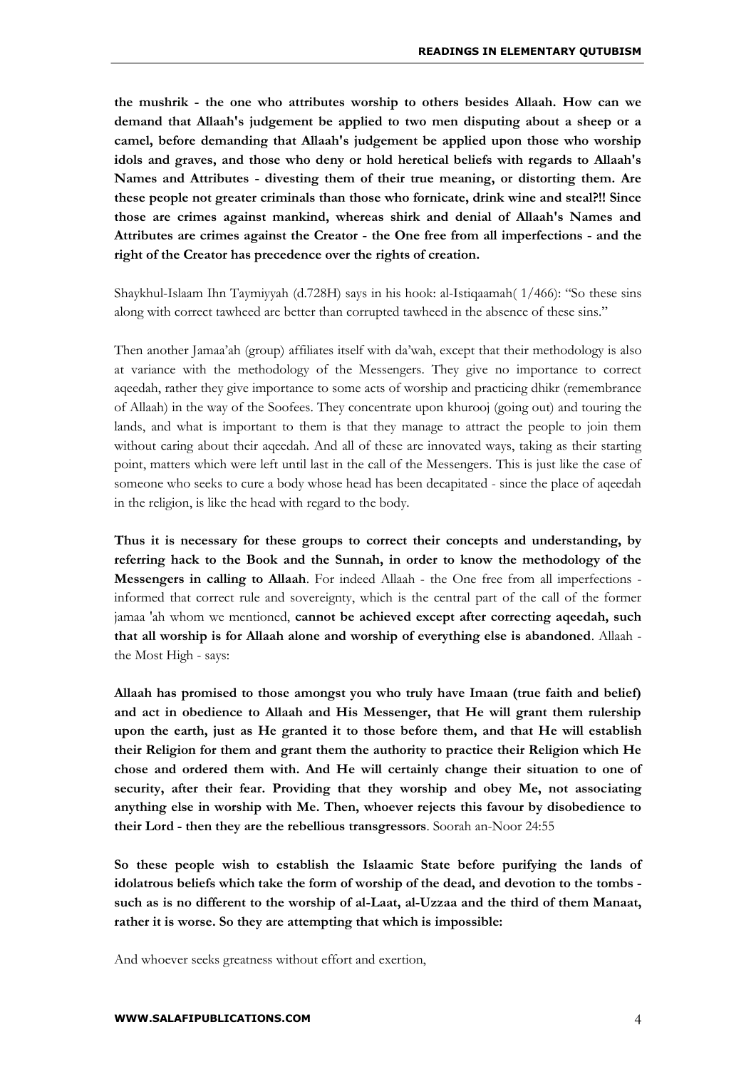**the mushrik - the one who attributes worship to others besides Allaah. How can we demand that Allaah's judgement be applied to two men disputing about a sheep or a camel, before demanding that Allaah's judgement be applied upon those who worship idols and graves, and those who deny or hold heretical beliefs with regards to Allaah's Names and Attributes - divesting them of their true meaning, or distorting them. Are these people not greater criminals than those who fornicate, drink wine and steal?!! Since those are crimes against mankind, whereas shirk and denial of Allaah's Names and Attributes are crimes against the Creator - the One free from all imperfections - and the right of the Creator has precedence over the rights of creation.**

Shaykhul-Islaam Ibn Taymiyyah (d.728H) says in his hook: al-Istiqaamah( 1/466): "So these sins along with correct tawheed are better than corrupted tawheed in the absence of these sins."

Then another Jamaa'ah (group) affiliates itself with da'wah, except that their methodology is also at variance with the methodology of the Messengers. They give no importance to correct aqeedah, rather they give importance to some acts of worship and practicing dhikr (remembrance of Allaah) in the way of the Soofees. They concentrate upon khurooj (going out) and touring the lands, and what is important to them is that they manage to attract the people to join them without caring about their aqeedah. And all of these are innovated ways, taking as their starting point, matters which were left until last in the call of the Messengers. This is just like the case of someone who seeks to cure a body whose head has been decapitated - since the place of aqeedah in the religion, is like the head with regard to the body.

**Thus it is necessary for these groups to correct their concepts and understanding, by referring hack to the Book and the Sunnah, in order to know the methodology of the Messengers in calling to Allaah**. For indeed Allaah - the One free from all imperfections - informed that correct rule and sovereignty, which is the central part of the call of the former jamaa 'ah whom we mentioned, **cannot be achieved except after correcting aqeedah, such that all worship is for Allaah alone and worship of everything else is abandoned**. Allaah - the Most High - says:

**Allaah has promised to those amongst you who truly have Imaan (true faith and belief) and act in obedience to Allaah and His Messenger, that He will grant them rulership upon the earth, just as He granted it to those before them, and that He will establish their Religion for them and grant them the authority to practice their Religion which He chose and ordered them with. And He will certainly change their situation to one of security, after their fear. Providing that they worship and obey Me, not associating anything else in worship with Me. Then, whoever rejects this favour by disobedience to their Lord - then they are the rebellious transgressors**. Soorah an-Noor 24:55

**So these people wish to establish the Islaamic State before purifying the lands of idolatrous beliefs which take the form of worship of the dead, and devotion to the tombs - such as is no different to the worship of al-Laat, al-Uzzaa and the third of them Manaat, rather it is worse. So they are attempting that which is impossible:**

And whoever seeks greatness without effort and exertion,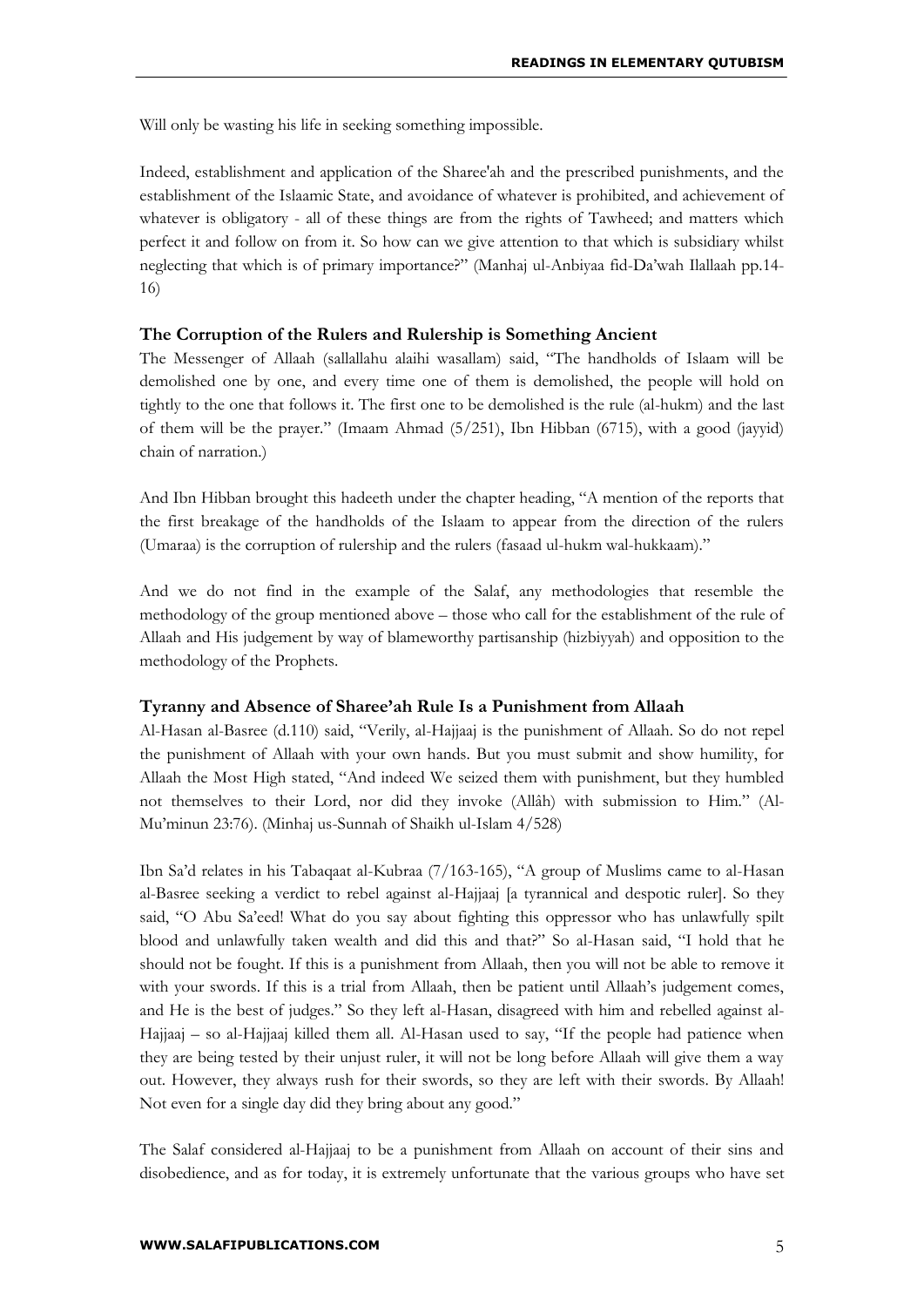Will only be wasting his life in seeking something impossible.

Indeed, establishment and application of the Sharee'ah and the prescribed punishments, and the establishment of the Islaamic State, and avoidance of whatever is prohibited, and achievement of whatever is obligatory - all of these things are from the rights of Tawheed; and matters which perfect it and follow on from it. So how can we give attention to that which is subsidiary whilst neglecting that which is of primary importance?" (Manhaj ul-Anbiyaa fid-Da'wah Ilallaah pp.14-16)

### The Corruption of the Rulers and Rulership is Something Ancient

The Messenger of Allaah (sallallahu alaihi wasallam) said, "The handholds of Islaam will be demolished one by one, and every time one of them is demolished, the people will hold on tightly to the one that follows it. The first one to be demolished is the rule (al-hukm) and the last of them will be the prayer." (Imaam Ahmad (5/251), Ibn Hibban (6715), with a good (jayyid) chain of narration.)

And Ibn Hibban brought this hadeeth under the chapter heading, "A mention of the reports that the first breakage of the handholds of the Islaam to appear from the direction of the rulers (Umaraa) is the corruption of rulership and the rulers (fasaad ul-hukm wal-hukkaam)."

And we do not find in the example of the Salaf, any methodologies that resemble the methodology of the group mentioned above – those who call for the establishment of the rule of Allaah and His judgement by way of blameworthy partisanship (hizbiyyah) and opposition to the methodology of the Prophets.

### Tyranny and Absence of Sharee'ah Rule Is a Punishment from Allaah

Al-Hasan al-Basree (d.110) said, "Verily, al-Hajjaaj is the punishment of Allaah. So do not repel the punishment of Allaah with your own hands. But you must submit and show humility, for Allaah the Most High stated, "And indeed We seized them with punishment, but they humbled not themselves to their Lord, nor did they invoke (Allâh) with submission to Him." (Al-Mu'minun 23:76). (Minhaj us-Sunnah of Shaikh ul-Islam 4/528)

Ibn Sa'd relates in his Tabaqaat al-Kubraa (7/163-165), "A group of Muslims came to al-Hasan al-Basree seeking a verdict to rebel against al-Hajjaaj [a tyrannical and despotic ruler]. So they said, "O Abu Sa'eed! What do you say about fighting this oppressor who has unlawfully spilt blood and unlawfully taken wealth and did this and that?" So al-Hasan said, "I hold that he should not be fought. If this is a punishment from Allaah, then you will not be able to remove it with your swords. If this is a trial from Allaah, then be patient until Allaah's judgement comes, and He is the best of judges." So they left al-Hasan, disagreed with him and rebelled against al-Hajjaaj – so al-Hajjaaj killed them all. Al-Hasan used to say, "If the people had patience when they are being tested by their unjust ruler, it will not be long before Allaah will give them a way out. However, they always rush for their swords, so they are left with their swords. By Allaah! Not even for a single day did they bring about any good."

The Salaf considered al-Hajjaaj to be a punishment from Allaah on account of their sins and disobedience, and as for today, it is extremely unfortunate that the various groups who have set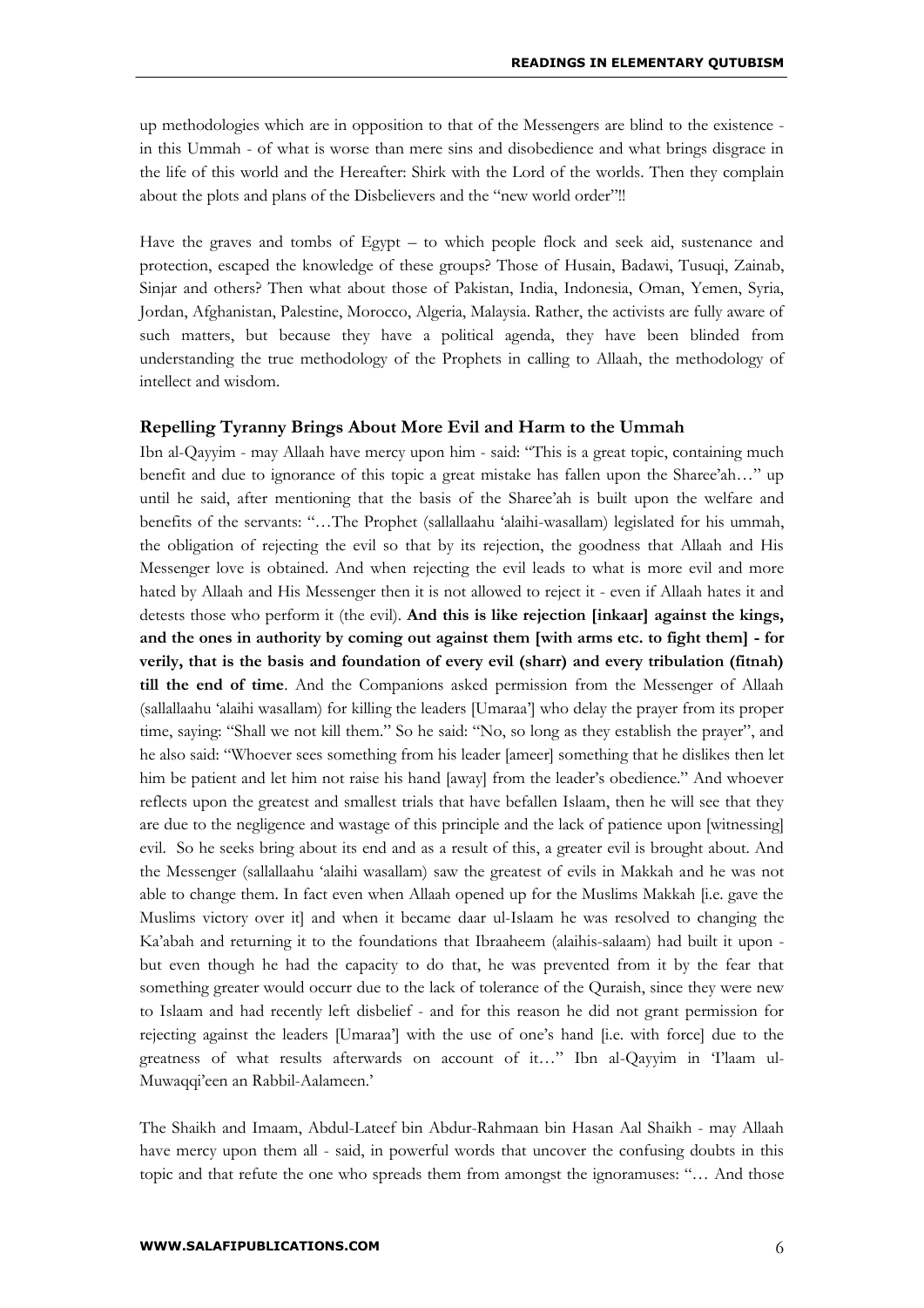up methodologies which are in opposition to that of the Messengers are blind to the existence - in this Ummah - of what is worse than mere sins and disobedience and what brings disgrace in the life of this world and the Hereafter: Shirk with the Lord of the worlds. Then they complain about the plots and plans of the Disbelievers and the "new world order"!!

Have the graves and tombs of Egypt – to which people flock and seek aid, sustenance and protection, escaped the knowledge of these groups? Those of Husain, Badawi, Tusuqi, Zainab, Sinjar and others? Then what about those of Pakistan, India, Indonesia, Oman, Yemen, Syria, Jordan, Afghanistan, Palestine, Morocco, Algeria, Malaysia. Rather, the activists are fully aware of such matters, but because they have a political agenda, they have been blinded from understanding the true methodology of the Prophets in calling to Allaah, the methodology of intellect and wisdom.

### Repelling Tyranny Brings About More Evil and Harm to the Ummah

Ibn al-Qayyim - may Allaah have mercy upon him - said: "This is a great topic, containing much benefit and due to ignorance of this topic a great mistake has fallen upon the Sharee'ah…" up until he said, after mentioning that the basis of the Sharee'ah is built upon the welfare and benefits of the servants: "…The Prophet (sallallaahu 'alaihi-wasallam) legislated for his ummah, the obligation of rejecting the evil so that by its rejection, the goodness that Allaah and His Messenger love is obtained. And when rejecting the evil leads to what is more evil and more hated by Allaah and His Messenger then it is not allowed to reject it - even if Allaah hates it and detests those who perform it (the evil). **And this is like rejection [inkaar] against the kings, and the ones in authority by coming out against them [with arms etc. to fight them] - for verily, that is the basis and foundation of every evil (sharr) and every tribulation (fitnah) till the end of time**. And the Companions asked permission from the Messenger of Allaah (sallallaahu 'alaihi wasallam) for killing the leaders [Umaraa'] who delay the prayer from its proper time, saying: "Shall we not kill them." So he said: "No, so long as they establish the prayer", and he also said: "Whoever sees something from his leader [ameer] something that he dislikes then let him be patient and let him not raise his hand [away] from the leader's obedience." And whoever reflects upon the greatest and smallest trials that have befallen Islaam, then he will see that they are due to the negligence and wastage of this principle and the lack of patience upon [witnessing] evil. So he seeks bring about its end and as a result of this, a greater evil is brought about. And the Messenger (sallallaahu 'alaihi wasallam) saw the greatest of evils in Makkah and he was not able to change them. In fact even when Allaah opened up for the Muslims Makkah [i.e. gave the Muslims victory over it] and when it became daar ul-Islaam he was resolved to changing the Ka'abah and returning it to the foundations that Ibraaheem (alaihis-salaam) had built it upon - but even though he had the capacity to do that, he was prevented from it by the fear that something greater would occurr due to the lack of tolerance of the Quraish, since they were new to Islaam and had recently left disbelief - and for this reason he did not grant permission for rejecting against the leaders [Umaraa'] with the use of one's hand [i.e. with force] due to the greatness of what results afterwards on account of it…" Ibn al-Qayyim in 'I'laam ul-Muwaqqi'een an Rabbil-Aalameen.'

The Shaikh and Imaam, Abdul-Lateef bin Abdur-Rahmaan bin Hasan Aal Shaikh - may Allaah have mercy upon them all - said, in powerful words that uncover the confusing doubts in this topic and that refute the one who spreads them from amongst the ignoramuses: "… And those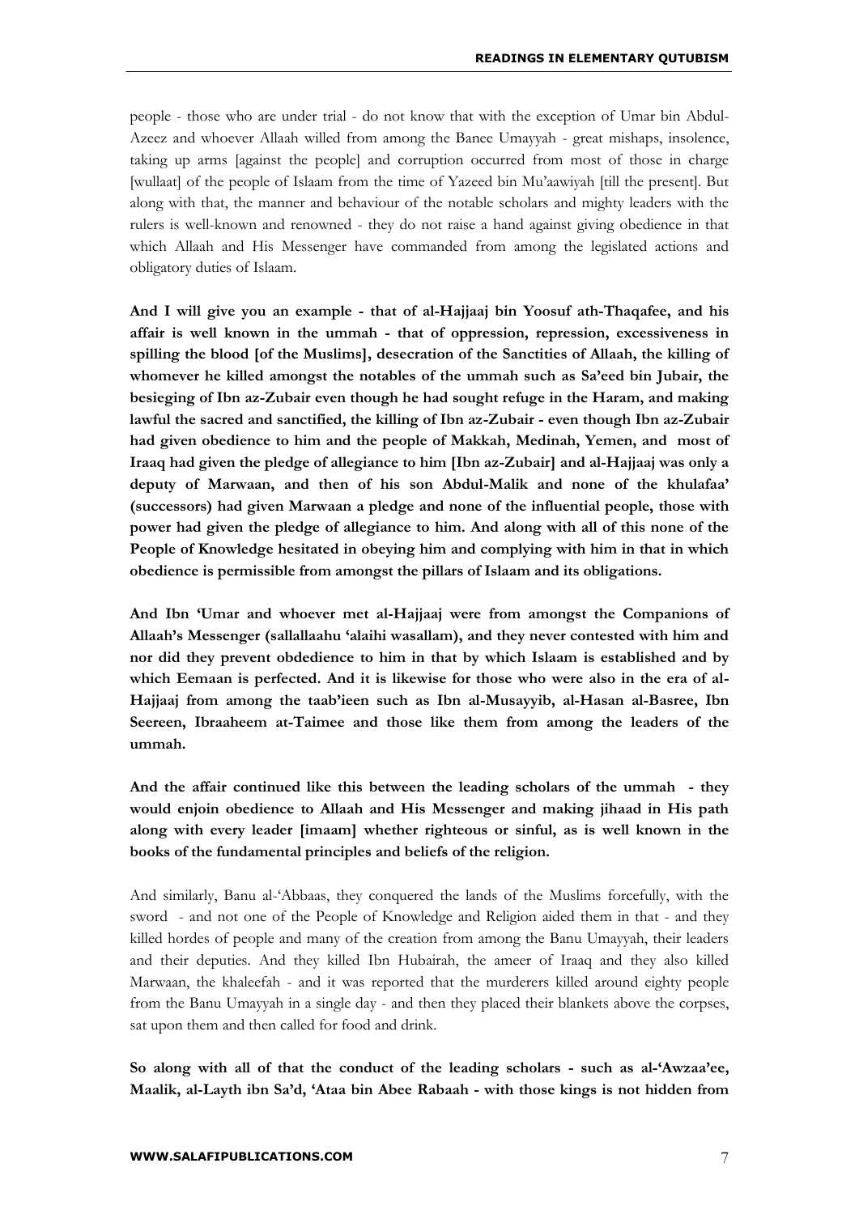people - those who are under trial - do not know that with the exception of Umar bin Abdul-Azeez and whoever Allaah willed from among the Banee Umayyah - great mishaps, insolence, taking up arms [against the people] and corruption occurred from most of those in charge [wullaat] of the people of Islaam from the time of Yazeed bin Mu'aawiyah [till the present]. But along with that, the manner and behaviour of the notable scholars and mighty leaders with the rulers is well-known and renowned - they do not raise a hand against giving obedience in that which Allaah and His Messenger have commanded from among the legislated actions and obligatory duties of Islaam.

**And I will give you an example - that of al-Hajjaaj bin Yoosuf ath-Thaqafee, and his affair is well known in the ummah - that of oppression, repression, excessiveness in spilling the blood [of the Muslims], desecration of the Sanctities of Allaah, the killing of whomever he killed amongst the notables of the ummah such as Sa'eed bin Jubair, the besieging of Ibn az-Zubair even though he had sought refuge in the Haram, and making lawful the sacred and sanctified, the killing of Ibn az-Zubair - even though Ibn az-Zubair had given obedience to him and the people of Makkah, Medinah, Yemen, and most of Iraaq had given the pledge of allegiance to him [Ibn az-Zubair] and al-Hajjaaj was only a deputy of Marwaan, and then of his son Abdul-Malik and none of the khulafaa' (successors) had given Marwaan a pledge and none of the influential people, those with power had given the pledge of allegiance to him. And along with all of this none of the People of Knowledge hesitated in obeying him and complying with him in that in which obedience is permissible from amongst the pillars of Islaam and its obligations.**

**And Ibn 'Umar and whoever met al-Hajjaaj were from amongst the Companions of Allaah's Messenger (sallallaahu 'alaihi wasallam), and they never contested with him and nor did they prevent obdedience to him in that by which Islaam is established and by which Eemaan is perfected. And it is likewise for those who were also in the era of al-Hajjaaj from among the taab'ieen such as Ibn al-Musayyib, al-Hasan al-Basree, Ibn Seereen, Ibraaheem at-Taimee and those like them from among the leaders of the ummah.**

**And the affair continued like this between the leading scholars of the ummah - they would enjoin obedience to Allaah and His Messenger and making jihaad in His path along with every leader [imaam] whether righteous or sinful, as is well known in the books of the fundamental principles and beliefs of the religion.**

And similarly, Banu al-'Abbaas, they conquered the lands of the Muslims forcefully, with the sword - and not one of the People of Knowledge and Religion aided them in that - and they killed hordes of people and many of the creation from among the Banu Umayyah, their leaders and their deputies. And they killed Ibn Hubairah, the ameer of Iraaq and they also killed Marwaan, the khaleefah - and it was reported that the murderers killed around eighty people from the Banu Umayyah in a single day - and then they placed their blankets above the corpses, sat upon them and then called for food and drink.

**So along with all of that the conduct of the leading scholars - such as al-'Awzaa'ee, Maalik, al-Layth ibn Sa'd, 'Ataa bin Abee Rabaah - with those kings is not hidden from**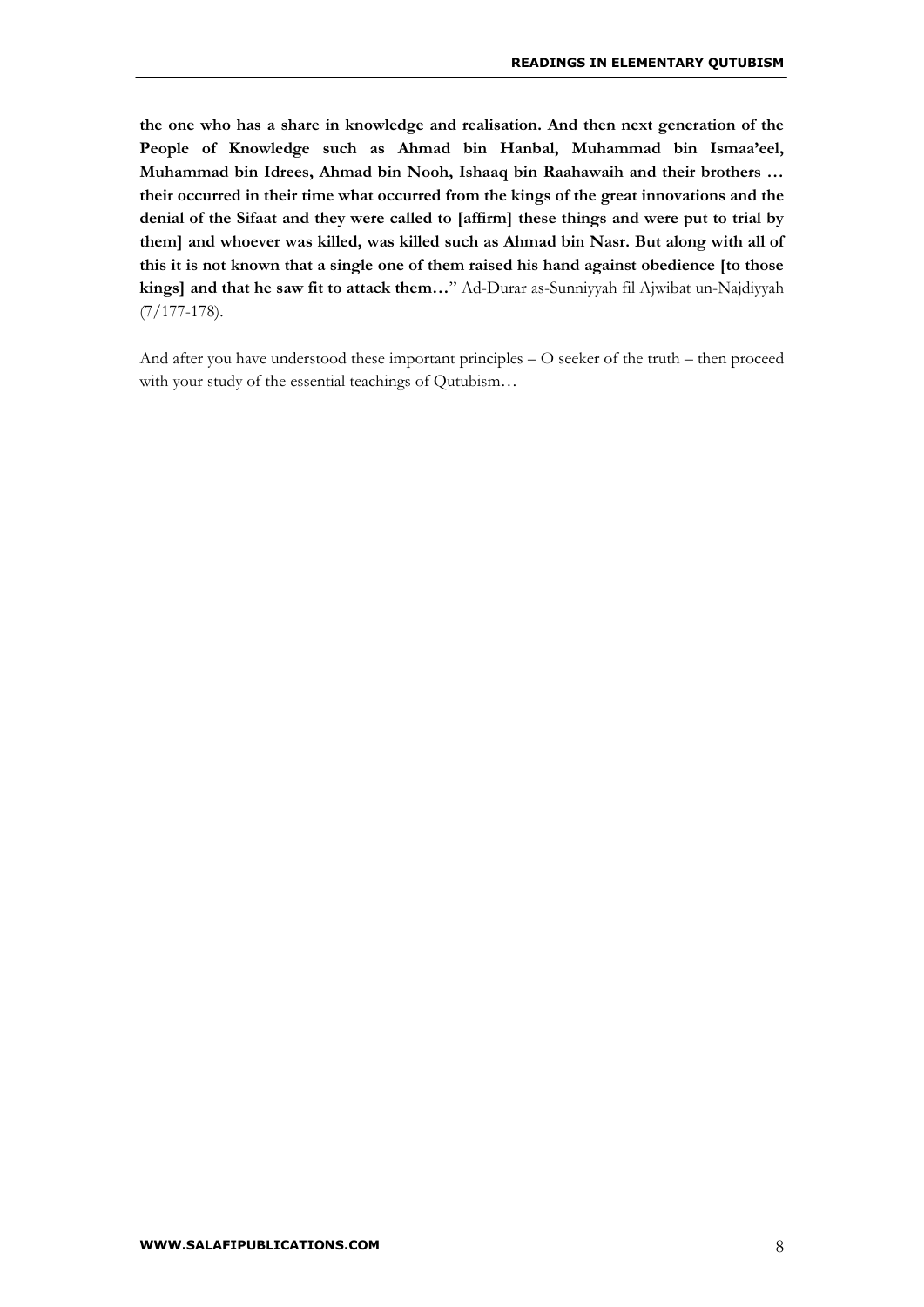**the one who has a share in knowledge and realisation. And then next generation of the People of Knowledge such as Ahmad bin Hanbal, Muhammad bin Ismaa'eel, Muhammad bin Idrees, Ahmad bin Nooh, Ishaaq bin Raahawaih and their brothers … their occurred in their time what occurred from the kings of the great innovations and the denial of the Sifaat and they were called to [affirm] these things and were put to trial by them] and whoever was killed, was killed such as Ahmad bin Nasr. But along with all of this it is not known that a single one of them raised his hand against obedience [to those kings] and that he saw fit to attack them…**" Ad-Durar as-Sunniyyah fil Ajwibat un-Najdiyyah (7/177-178).

And after you have understood these important principles – O seeker of the truth – then proceed with your study of the essential teachings of Qutubism…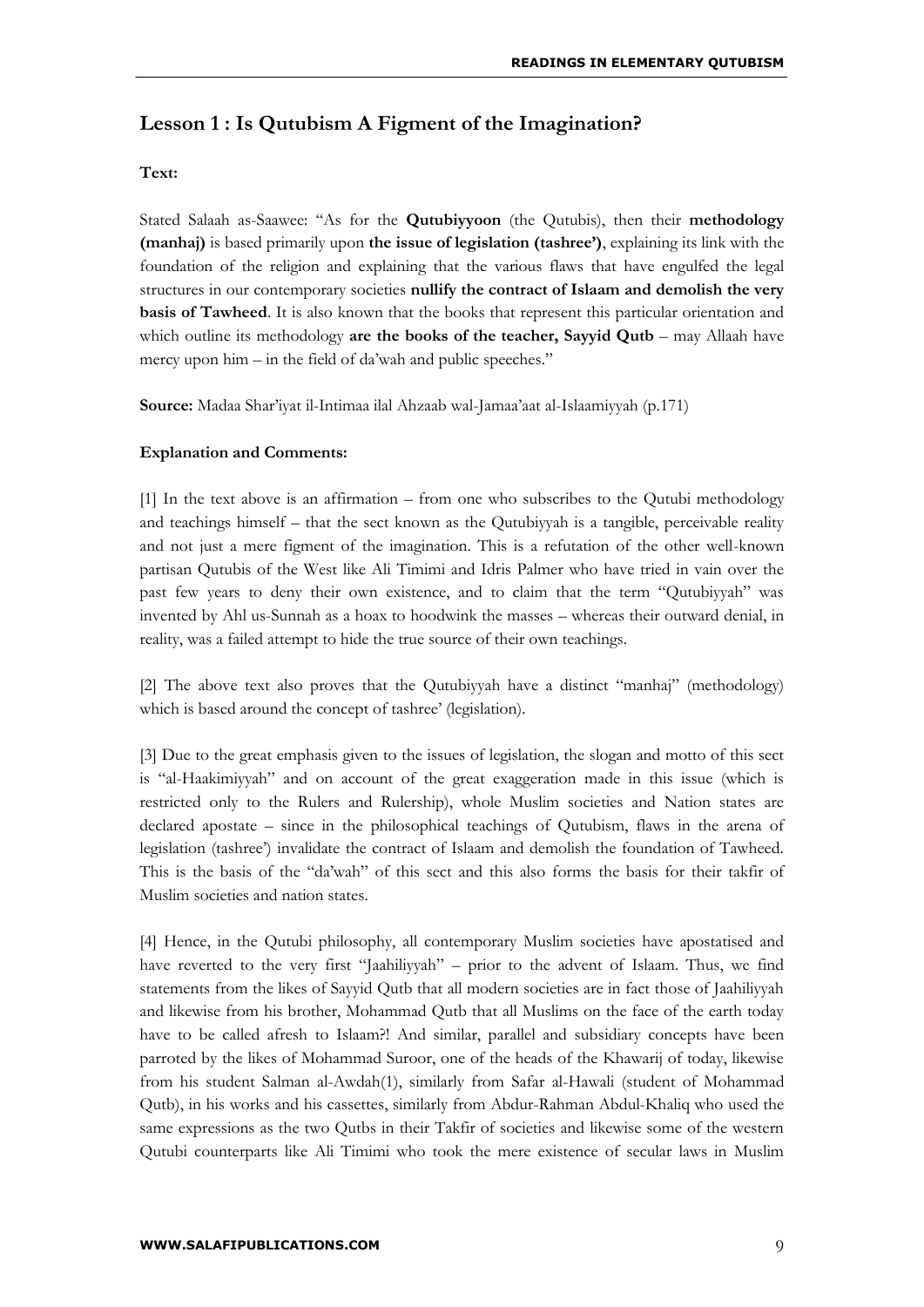## Lesson 1 : Is Qutubism A Figment of the Imagination?

**Text:**

Stated Salaah as-Saawee: "As for the **Qutubiyyoon** (the Qutubis), then their **methodology (manhaj)** is based primarily upon **the issue of legislation (tashree')**, explaining its link with the foundation of the religion and explaining that the various flaws that have engulfed the legal structures in our contemporary societies **nullify the contract of Islaam and demolish the very basis of Tawheed**. It is also known that the books that represent this particular orientation and which outline its methodology **are the books of the teacher, Sayyid Qutb** – may Allaah have mercy upon him – in the field of da'wah and public speeches."

**Source:** Madaa Shar'iyat il-Intimaa ilal Ahzaab wal-Jamaa'aat al-Islaamiyyah (p.171)

**Explanation and Comments:**

[1] In the text above is an affirmation – from one who subscribes to the Qutubi methodology and teachings himself – that the sect known as the Qutubiyyah is a tangible, perceivable reality and not just a mere figment of the imagination. This is a refutation of the other well-known partisan Qutubis of the West like Ali Timimi and Idris Palmer who have tried in vain over the past few years to deny their own existence, and to claim that the term "Qutubiyyah" was invented by Ahl us-Sunnah as a hoax to hoodwink the masses – whereas their outward denial, in reality, was a failed attempt to hide the true source of their own teachings.

[2] The above text also proves that the Qutubiyyah have a distinct "manhaj" (methodology) which is based around the concept of tashree' (legislation).

[3] Due to the great emphasis given to the issues of legislation, the slogan and motto of this sect is "al-Haakimiyyah" and on account of the great exaggeration made in this issue (which is restricted only to the Rulers and Rulership), whole Muslim societies and Nation states are declared apostate – since in the philosophical teachings of Qutubism, flaws in the arena of legislation (tashree') invalidate the contract of Islaam and demolish the foundation of Tawheed. This is the basis of the "da'wah" of this sect and this also forms the basis for their takfir of Muslim societies and nation states.

[4] Hence, in the Qutubi philosophy, all contemporary Muslim societies have apostatised and have reverted to the very first "Jaahiliyyah" – prior to the advent of Islaam. Thus, we find statements from the likes of Sayyid Qutb that all modern societies are in fact those of Jaahiliyyah and likewise from his brother, Mohammad Qutb that all Muslims on the face of the earth today have to be called afresh to Islaam?! And similar, parallel and subsidiary concepts have been parroted by the likes of Mohammad Suroor, one of the heads of the Khawarij of today, likewise from his student Salman al-Awdah(1), similarly from Safar al-Hawali (student of Mohammad Qutb), in his works and his cassettes, similarly from Abdur-Rahman Abdul-Khaliq who used the same expressions as the two Qutbs in their Takfir of societies and likewise some of the western Qutubi counterparts like Ali Timimi who took the mere existence of secular laws in Muslim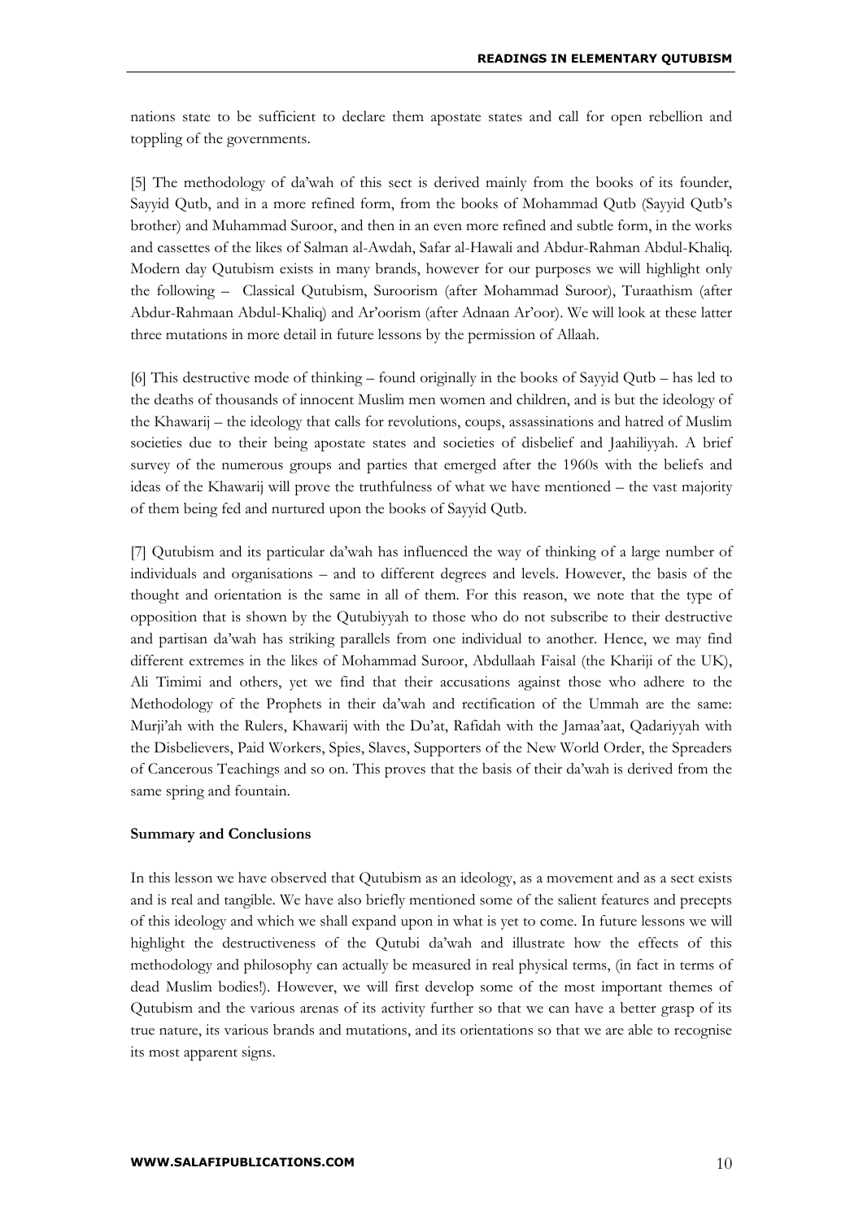nations state to be sufficient to declare them apostate states and call for open rebellion and toppling of the governments.

[5] The methodology of da'wah of this sect is derived mainly from the books of its founder, Sayyid Qutb, and in a more refined form, from the books of Mohammad Qutb (Sayyid Qutb's brother) and Muhammad Suroor, and then in an even more refined and subtle form, in the works and cassettes of the likes of Salman al-Awdah, Safar al-Hawali and Abdur-Rahman Abdul-Khaliq. Modern day Qutubism exists in many brands, however for our purposes we will highlight only the following – Classical Qutubism, Suroorism (after Mohammad Suroor), Turaathism (after Abdur-Rahmaan Abdul-Khaliq) and Ar'oorism (after Adnaan Ar'oor). We will look at these latter three mutations in more detail in future lessons by the permission of Allaah.

[6] This destructive mode of thinking – found originally in the books of Sayyid Qutb – has led to the deaths of thousands of innocent Muslim men women and children, and is but the ideology of the Khawarij – the ideology that calls for revolutions, coups, assassinations and hatred of Muslim societies due to their being apostate states and societies of disbelief and Jaahiliyyah. A brief survey of the numerous groups and parties that emerged after the 1960s with the beliefs and ideas of the Khawarij will prove the truthfulness of what we have mentioned – the vast majority of them being fed and nurtured upon the books of Sayyid Qutb.

[7] Qutubism and its particular da'wah has influenced the way of thinking of a large number of individuals and organisations – and to different degrees and levels. However, the basis of the thought and orientation is the same in all of them. For this reason, we note that the type of opposition that is shown by the Qutubiyyah to those who do not subscribe to their destructive and partisan da'wah has striking parallels from one individual to another. Hence, we may find different extremes in the likes of Mohammad Suroor, Abdullaah Faisal (the Khariji of the UK), Ali Timimi and others, yet we find that their accusations against those who adhere to the Methodology of the Prophets in their da'wah and rectification of the Ummah are the same: Murji'ah with the Rulers, Khawarij with the Du'at, Rafidah with the Jamaa'aat, Qadariyyah with the Disbelievers, Paid Workers, Spies, Slaves, Supporters of the New World Order, the Spreaders of Cancerous Teachings and so on. This proves that the basis of their da'wah is derived from the same spring and fountain.

**Summary and Conclusions**

In this lesson we have observed that Qutubism as an ideology, as a movement and as a sect exists and is real and tangible. We have also briefly mentioned some of the salient features and precepts of this ideology and which we shall expand upon in what is yet to come. In future lessons we will highlight the destructiveness of the Qutubi da'wah and illustrate how the effects of this methodology and philosophy can actually be measured in real physical terms, (in fact in terms of dead Muslim bodies!). However, we will first develop some of the most important themes of Qutubism and the various arenas of its activity further so that we can have a better grasp of its true nature, its various brands and mutations, and its orientations so that we are able to recognise its most apparent signs.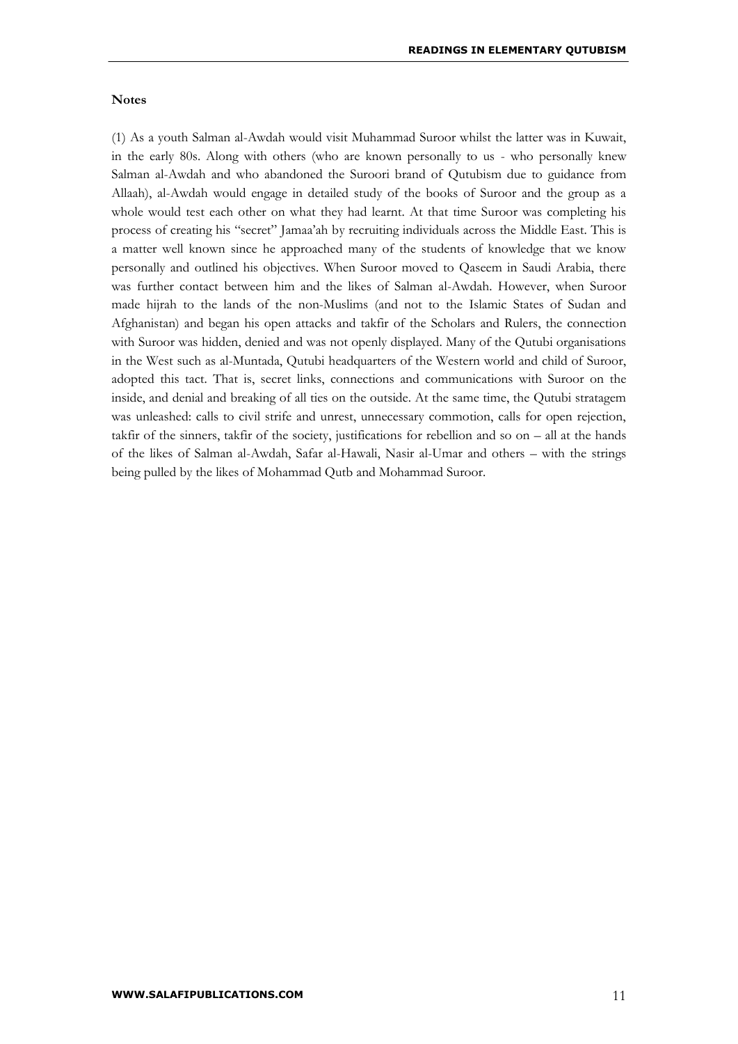**Notes**

(1) As a youth Salman al-Awdah would visit Muhammad Suroor whilst the latter was in Kuwait, in the early 80s. Along with others (who are known personally to us - who personally knew Salman al-Awdah and who abandoned the Suroori brand of Qutubism due to guidance from Allaah), al-Awdah would engage in detailed study of the books of Suroor and the group as a whole would test each other on what they had learnt. At that time Suroor was completing his process of creating his "secret" Jamaa'ah by recruiting individuals across the Middle East. This is a matter well known since he approached many of the students of knowledge that we know personally and outlined his objectives. When Suroor moved to Qaseem in Saudi Arabia, there was further contact between him and the likes of Salman al-Awdah. However, when Suroor made hijrah to the lands of the non-Muslims (and not to the Islamic States of Sudan and Afghanistan) and began his open attacks and takfir of the Scholars and Rulers, the connection with Suroor was hidden, denied and was not openly displayed. Many of the Qutubi organisations in the West such as al-Muntada, Qutubi headquarters of the Western world and child of Suroor, adopted this tact. That is, secret links, connections and communications with Suroor on the inside, and denial and breaking of all ties on the outside. At the same time, the Qutubi stratagem was unleashed: calls to civil strife and unrest, unnecessary commotion, calls for open rejection, takfir of the sinners, takfir of the society, justifications for rebellion and so on – all at the hands of the likes of Salman al-Awdah, Safar al-Hawali, Nasir al-Umar and others – with the strings being pulled by the likes of Mohammad Qutb and Mohammad Suroor.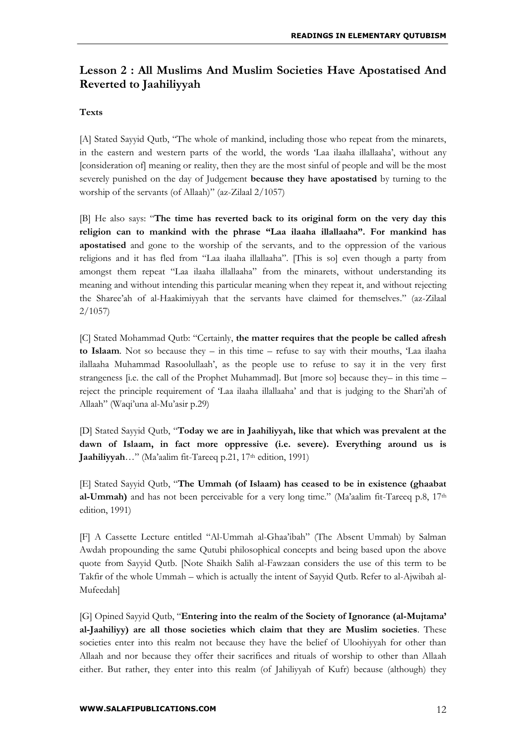## Lesson 2 : All Muslims And Muslim Societies Have Apostatised And Reverted to Jaahiliyyah

**Texts**

[A] Stated Sayyid Qutb, "The whole of mankind, including those who repeat from the minarets, in the eastern and western parts of the world, the words 'Laa ilaaha illallaaha', without any [consideration of] meaning or reality, then they are the most sinful of people and will be the most severely punished on the day of Judgement **because they have apostatised** by turning to the worship of the servants (of Allaah)" (az-Zilaal 2/1057)

[B] He also says: "**The time has reverted back to its original form on the very day this religion can to mankind with the phrase "Laa ilaaha illallaaha". For mankind has apostatised** and gone to the worship of the servants, and to the oppression of the various religions and it has fled from "Laa ilaaha illallaaha". [This is so] even though a party from amongst them repeat "Laa ilaaha illallaaha" from the minarets, without understanding its meaning and without intending this particular meaning when they repeat it, and without rejecting the Sharee'ah of al-Haakimiyyah that the servants have claimed for themselves." (az-Zilaal 2/1057)

[C] Stated Mohammad Qutb: "Certainly, **the matter requires that the people be called afresh to Islaam**. Not so because they – in this time – refuse to say with their mouths, 'Laa ilaaha ilallaaha Muhammad Rasoolullaah', as the people use to refuse to say it in the very first strangeness [i.e. the call of the Prophet Muhammad]. But [more so] because they– in this time – reject the principle requirement of 'Laa ilaaha illallaaha' and that is judging to the Shari'ah of Allaah" (Waqi'una al-Mu'asir p.29)

[D] Stated Sayyid Qutb, "**Today we are in Jaahiliyyah, like that which was prevalent at the dawn of Islaam, in fact more oppressive (i.e. severe). Everything around us is Jaahiliyyah**…" (Ma'aalim fit-Tareeq p.21, 17th edition, 1991)

[E] Stated Sayyid Qutb, "**The Ummah (of Islaam) has ceased to be in existence (ghaabat al-Ummah)** and has not been perceivable for a very long time." (Ma'aalim fit-Tareeq p.8, 17th edition, 1991)

[F] A Cassette Lecture entitled "Al-Ummah al-Ghaa'ibah" (The Absent Ummah) by Salman Awdah propounding the same Qutubi philosophical concepts and being based upon the above quote from Sayyid Qutb. [Note Shaikh Salih al-Fawzaan considers the use of this term to be Takfir of the whole Ummah – which is actually the intent of Sayyid Qutb. Refer to al-Ajwibah al-Mufeedah]

[G] Opined Sayyid Qutb, "**Entering into the realm of the Society of Ignorance (al-Mujtama' al-Jaahiliyy) are all those societies which claim that they are Muslim societies**. These societies enter into this realm not because they have the belief of Uloohiyyah for other than Allaah and nor because they offer their sacrifices and rituals of worship to other than Allaah either. But rather, they enter into this realm (of Jahiliyyah of Kufr) because (although) they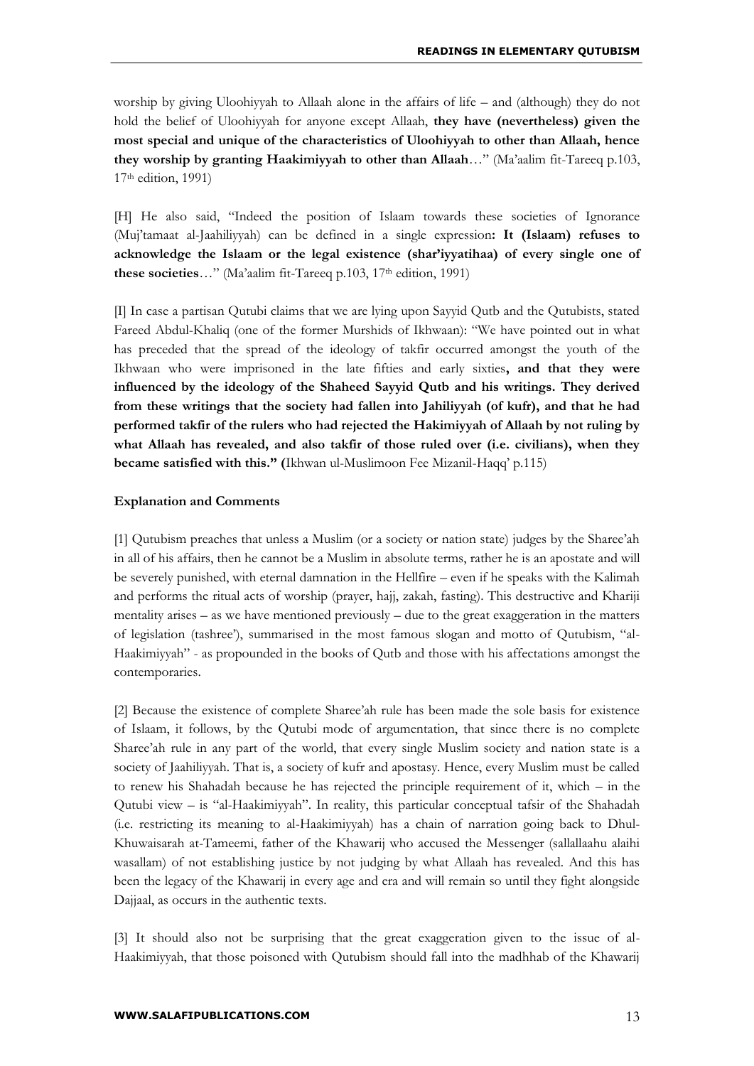worship by giving Uloohiyyah to Allaah alone in the affairs of life – and (although) they do not hold the belief of Uloohiyyah for anyone except Allaah, **they have (nevertheless) given the most special and unique of the characteristics of Uloohiyyah to other than Allaah, hence they worship by granting Haakimiyyah to other than Allaah**…" (Ma'aalim fit-Tareeq p.103, 17th edition, 1991)

[H] He also said, "Indeed the position of Islaam towards these societies of Ignorance (Muj'tamaat al-Jaahiliyyah) can be defined in a single expression**: It (Islaam) refuses to acknowledge the Islaam or the legal existence (shar'iyyatihaa) of every single one of these societies**…" (Ma'aalim fit-Tareeq p.103, 17th edition, 1991)

[I] In case a partisan Qutubi claims that we are lying upon Sayyid Qutb and the Qutubists, stated Fareed Abdul-Khaliq (one of the former Murshids of Ikhwaan): "We have pointed out in what has preceded that the spread of the ideology of takfir occurred amongst the youth of the Ikhwaan who were imprisoned in the late fifties and early sixties**, and that they were influenced by the ideology of the Shaheed Sayyid Qutb and his writings. They derived from these writings that the society had fallen into Jahiliyyah (of kufr), and that he had performed takfir of the rulers who had rejected the Hakimiyyah of Allaah by not ruling by what Allaah has revealed, and also takfir of those ruled over (i.e. civilians), when they became satisfied with this." (**Ikhwan ul-Muslimoon Fee Mizanil-Haqq' p.115)

**Explanation and Comments**

[1] Qutubism preaches that unless a Muslim (or a society or nation state) judges by the Sharee'ah in all of his affairs, then he cannot be a Muslim in absolute terms, rather he is an apostate and will be severely punished, with eternal damnation in the Hellfire – even if he speaks with the Kalimah and performs the ritual acts of worship (prayer, hajj, zakah, fasting). This destructive and Khariji mentality arises – as we have mentioned previously – due to the great exaggeration in the matters of legislation (tashree'), summarised in the most famous slogan and motto of Qutubism, "al-Haakimiyyah" - as propounded in the books of Qutb and those with his affectations amongst the contemporaries.

[2] Because the existence of complete Sharee'ah rule has been made the sole basis for existence of Islaam, it follows, by the Qutubi mode of argumentation, that since there is no complete Sharee'ah rule in any part of the world, that every single Muslim society and nation state is a society of Jaahiliyyah. That is, a society of kufr and apostasy. Hence, every Muslim must be called to renew his Shahadah because he has rejected the principle requirement of it, which – in the Qutubi view – is "al-Haakimiyyah". In reality, this particular conceptual tafsir of the Shahadah (i.e. restricting its meaning to al-Haakimiyyah) has a chain of narration going back to Dhul-Khuwaisarah at-Tameemi, father of the Khawarij who accused the Messenger (sallallaahu alaihi wasallam) of not establishing justice by not judging by what Allaah has revealed. And this has been the legacy of the Khawarij in every age and era and will remain so until they fight alongside Dajjaal, as occurs in the authentic texts.

[3] It should also not be surprising that the great exaggeration given to the issue of al-Haakimiyyah, that those poisoned with Qutubism should fall into the madhhab of the Khawarij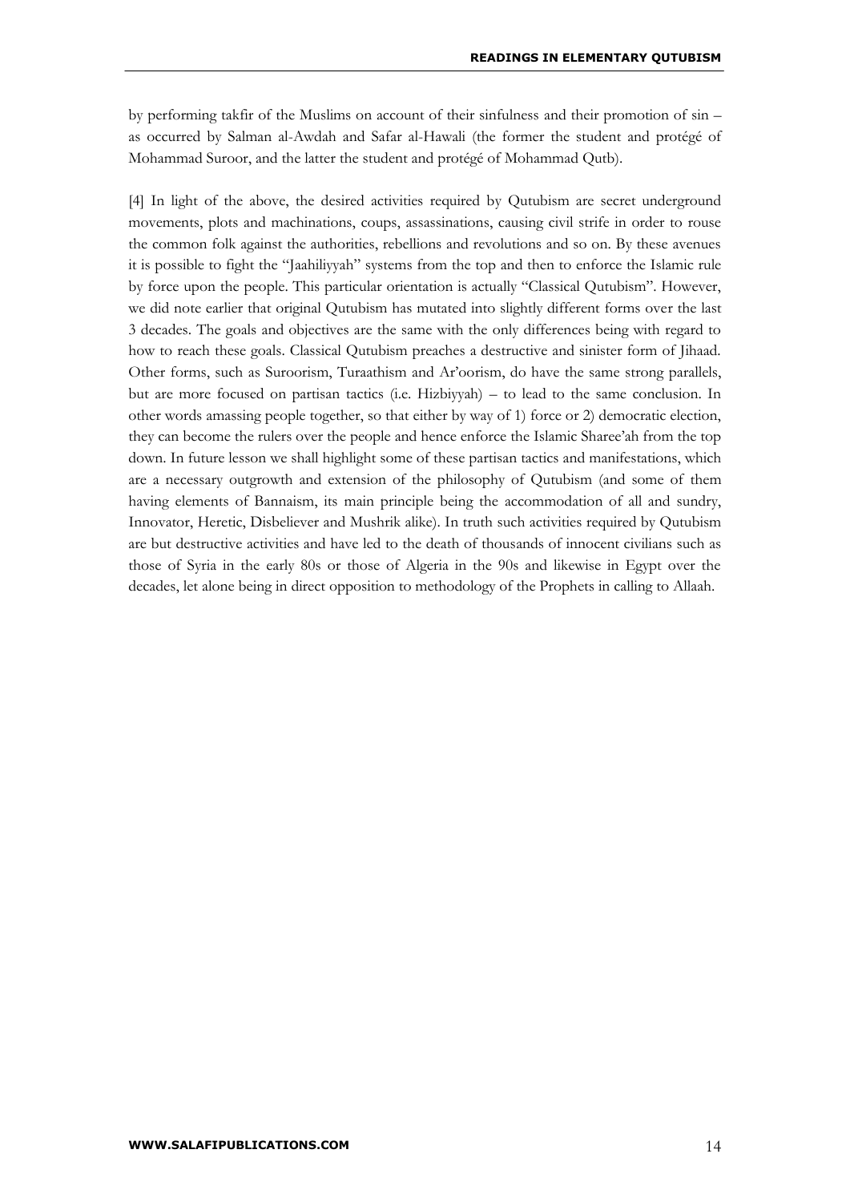by performing takfir of the Muslims on account of their sinfulness and their promotion of sin – as occurred by Salman al-Awdah and Safar al-Hawali (the former the student and protégé of Mohammad Suroor, and the latter the student and protégé of Mohammad Qutb).

[4] In light of the above, the desired activities required by Qutubism are secret underground movements, plots and machinations, coups, assassinations, causing civil strife in order to rouse the common folk against the authorities, rebellions and revolutions and so on. By these avenues it is possible to fight the "Jaahiliyyah" systems from the top and then to enforce the Islamic rule by force upon the people. This particular orientation is actually "Classical Qutubism". However, we did note earlier that original Qutubism has mutated into slightly different forms over the last 3 decades. The goals and objectives are the same with the only differences being with regard to how to reach these goals. Classical Qutubism preaches a destructive and sinister form of Jihaad. Other forms, such as Suroorism, Turaathism and Ar'oorism, do have the same strong parallels, but are more focused on partisan tactics (i.e. Hizbiyyah) – to lead to the same conclusion. In other words amassing people together, so that either by way of 1) force or 2) democratic election, they can become the rulers over the people and hence enforce the Islamic Sharee'ah from the top down. In future lesson we shall highlight some of these partisan tactics and manifestations, which are a necessary outgrowth and extension of the philosophy of Qutubism (and some of them having elements of Bannaism, its main principle being the accommodation of all and sundry, Innovator, Heretic, Disbeliever and Mushrik alike). In truth such activities required by Qutubism are but destructive activities and have led to the death of thousands of innocent civilians such as those of Syria in the early 80s or those of Algeria in the 90s and likewise in Egypt over the decades, let alone being in direct opposition to methodology of the Prophets in calling to Allaah.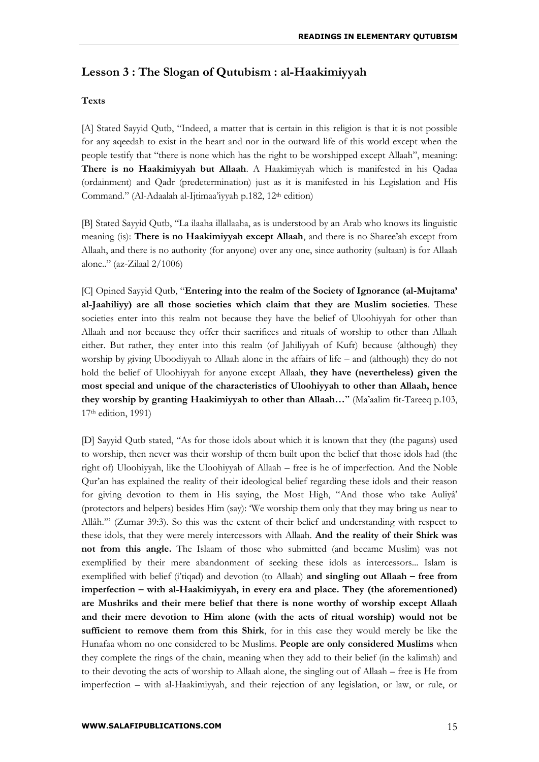## Lesson 3 : The Slogan of Qutubism : al-Haakimiyyah

**Texts**

[A] Stated Sayyid Qutb, "Indeed, a matter that is certain in this religion is that it is not possible for any aqeedah to exist in the heart and nor in the outward life of this world except when the people testify that "there is none which has the right to be worshipped except Allaah", meaning: **There is no Haakimiyyah but Allaah**. A Haakimiyyah which is manifested in his Qadaa (ordainment) and Qadr (predetermination) just as it is manifested in his Legislation and His Command." (Al-Adaalah al-Ijtimaa'iyyah p.182, 12th edition)

[B] Stated Sayyid Qutb, "La ilaaha illallaaha, as is understood by an Arab who knows its linguistic meaning (is): **There is no Haakimiyyah except Allaah**, and there is no Sharee'ah except from Allaah, and there is no authority (for anyone) over any one, since authority (sultaan) is for Allaah alone.." (az-Zilaal 2/1006)

[C] Opined Sayyid Qutb, "**Entering into the realm of the Society of Ignorance (al-Mujtama' al-Jaahiliyy) are all those societies which claim that they are Muslim societies**. These societies enter into this realm not because they have the belief of Uloohiyyah for other than Allaah and nor because they offer their sacrifices and rituals of worship to other than Allaah either. But rather, they enter into this realm (of Jahiliyyah of Kufr) because (although) they worship by giving Uboodiyyah to Allaah alone in the affairs of life – and (although) they do not hold the belief of Uloohiyyah for anyone except Allaah, **they have (nevertheless) given the most special and unique of the characteristics of Uloohiyyah to other than Allaah, hence they worship by granting Haakimiyyah to other than Allaah…**" (Ma'aalim fit-Tareeq p.103, 17th edition, 1991)

[D] Sayyid Qutb stated, "As for those idols about which it is known that they (the pagans) used to worship, then never was their worship of them built upon the belief that those idols had (the right of) Uloohiyyah, like the Uloohiyyah of Allaah – free is he of imperfection. And the Noble Qur'an has explained the reality of their ideological belief regarding these idols and their reason for giving devotion to them in His saying, the Most High, "And those who take Auliyâ' (protectors and helpers) besides Him (say): 'We worship them only that they may bring us near to Allâh.'" (Zumar 39:3). So this was the extent of their belief and understanding with respect to these idols, that they were merely intercessors with Allaah. **And the reality of their Shirk was not from this angle.** The Islaam of those who submitted (and became Muslim) was not exemplified by their mere abandonment of seeking these idols as intercessors... Islam is exemplified with belief (i'tiqad) and devotion (to Allaah) **and singling out Allaah – free from imperfection – with al-Haakimiyyah, in every era and place. They (the aforementioned) are Mushriks and their mere belief that there is none worthy of worship except Allaah and their mere devotion to Him alone (with the acts of ritual worship) would not be sufficient to remove them from this Shirk**, for in this case they would merely be like the Hunafaa whom no one considered to be Muslims. **People are only considered Muslims** when they complete the rings of the chain, meaning when they add to their belief (in the kalimah) and to their devoting the acts of worship to Allaah alone, the singling out of Allaah – free is He from imperfection – with al-Haakimiyyah, and their rejection of any legislation, or law, or rule, or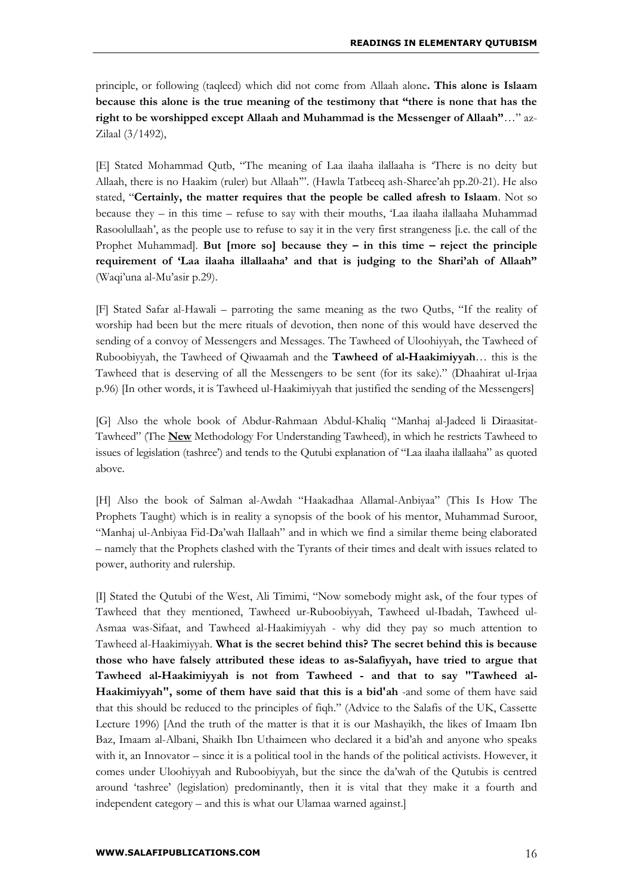principle, or following (taqleed) which did not come from Allaah alone**. This alone is Islaam because this alone is the true meaning of the testimony that "there is none that has the right to be worshipped except Allaah and Muhammad is the Messenger of Allaah"**…" az-Zilaal (3/1492),

[E] Stated Mohammad Qutb, "The meaning of Laa ilaaha ilallaaha is 'There is no deity but Allaah, there is no Haakim (ruler) but Allaah'". (Hawla Tatbeeq ash-Sharee'ah pp.20-21). He also stated, "**Certainly, the matter requires that the people be called afresh to Islaam**. Not so because they – in this time – refuse to say with their mouths, 'Laa ilaaha ilallaaha Muhammad Rasoolullaah', as the people use to refuse to say it in the very first strangeness [i.e. the call of the Prophet Muhammad]. **But [more so] because they – in this time – reject the principle requirement of 'Laa ilaaha illallaaha' and that is judging to the Shari'ah of Allaah"** (Waqi'una al-Mu'asir p.29).

[F] Stated Safar al-Hawali – parroting the same meaning as the two Qutbs, "If the reality of worship had been but the mere rituals of devotion, then none of this would have deserved the sending of a convoy of Messengers and Messages. The Tawheed of Uloohiyyah, the Tawheed of Ruboobiyyah, the Tawheed of Qiwaamah and the **Tawheed of al-Haakimiyyah**… this is the Tawheed that is deserving of all the Messengers to be sent (for its sake)." (Dhaahirat ul-Irjaa p.96) [In other words, it is Tawheed ul-Haakimiyyah that justified the sending of the Messengers]

[G] Also the whole book of Abdur-Rahmaan Abdul-Khaliq "Manhaj al-Jadeed li Diraasitat-Tawheed" (The **New** Methodology For Understanding Tawheed), in which he restricts Tawheed to issues of legislation (tashree') and tends to the Qutubi explanation of "Laa ilaaha ilallaaha" as quoted above.

[H] Also the book of Salman al-Awdah "Haakadhaa Allamal-Anbiyaa" (This Is How The Prophets Taught) which is in reality a synopsis of the book of his mentor, Muhammad Suroor, "Manhaj ul-Anbiyaa Fid-Da'wah Ilallaah" and in which we find a similar theme being elaborated – namely that the Prophets clashed with the Tyrants of their times and dealt with issues related to power, authority and rulership.

[I] Stated the Qutubi of the West, Ali Timimi, "Now somebody might ask, of the four types of Tawheed that they mentioned, Tawheed ur-Ruboobiyyah, Tawheed ul-Ibadah, Tawheed ul-Asmaa was-Sifaat, and Tawheed al-Haakimiyyah - why did they pay so much attention to Tawheed al-Haakimiyyah. **What is the secret behind this? The secret behind this is because those who have falsely attributed these ideas to as-Salafiyyah, have tried to argue that Tawheed al-Haakimiyyah is not from Tawheed - and that to say "Tawheed al-Haakimiyyah", some of them have said that this is a bid'ah** -and some of them have said that this should be reduced to the principles of fiqh." (Advice to the Salafis of the UK, Cassette Lecture 1996) [And the truth of the matter is that it is our Mashayikh, the likes of Imaam Ibn Baz, Imaam al-Albani, Shaikh Ibn Uthaimeen who declared it a bid'ah and anyone who speaks with it, an Innovator – since it is a political tool in the hands of the political activists. However, it comes under Uloohiyyah and Ruboobiyyah, but the since the da'wah of the Qutubis is centred around 'tashree' (legislation) predominantly, then it is vital that they make it a fourth and independent category – and this is what our Ulamaa warned against.]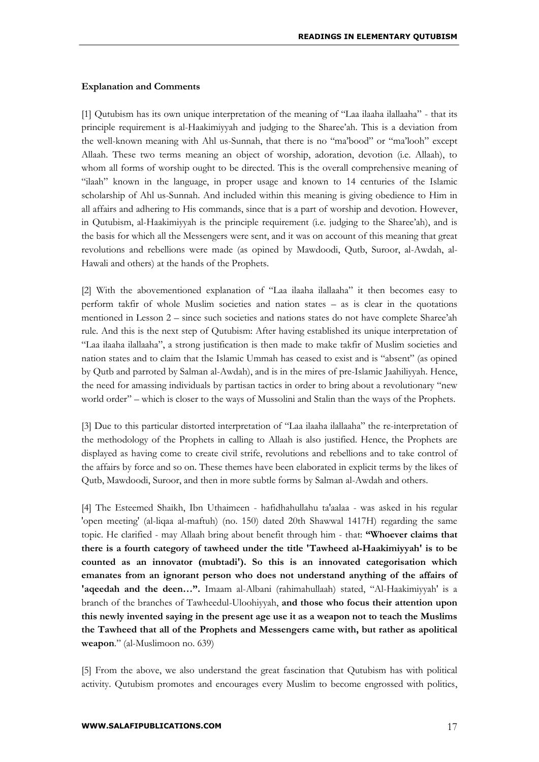**Explanation and Comments**

[1] Qutubism has its own unique interpretation of the meaning of "Laa ilaaha ilallaaha" - that its principle requirement is al-Haakimiyyah and judging to the Sharee'ah. This is a deviation from the well-known meaning with Ahl us-Sunnah, that there is no "ma'bood" or "ma'looh" except Allaah. These two terms meaning an object of worship, adoration, devotion (i.e. Allaah), to whom all forms of worship ought to be directed. This is the overall comprehensive meaning of "ilaah" known in the language, in proper usage and known to 14 centuries of the Islamic scholarship of Ahl us-Sunnah. And included within this meaning is giving obedience to Him in all affairs and adhering to His commands, since that is a part of worship and devotion. However, in Qutubism, al-Haakimiyyah is the principle requirement (i.e. judging to the Sharee'ah), and is the basis for which all the Messengers were sent, and it was on account of this meaning that great revolutions and rebellions were made (as opined by Mawdoodi, Qutb, Suroor, al-Awdah, al-Hawali and others) at the hands of the Prophets.

[2] With the abovementioned explanation of "Laa ilaaha ilallaaha" it then becomes easy to perform takfir of whole Muslim societies and nation states – as is clear in the quotations mentioned in Lesson 2 – since such societies and nations states do not have complete Sharee'ah rule. And this is the next step of Qutubism: After having established its unique interpretation of "Laa ilaaha ilallaaha", a strong justification is then made to make takfir of Muslim societies and nation states and to claim that the Islamic Ummah has ceased to exist and is "absent" (as opined by Qutb and parroted by Salman al-Awdah), and is in the mires of pre-Islamic Jaahiliyyah. Hence, the need for amassing individuals by partisan tactics in order to bring about a revolutionary "new world order" – which is closer to the ways of Mussolini and Stalin than the ways of the Prophets.

[3] Due to this particular distorted interpretation of "Laa ilaaha ilallaaha" the re-interpretation of the methodology of the Prophets in calling to Allaah is also justified. Hence, the Prophets are displayed as having come to create civil strife, revolutions and rebellions and to take control of the affairs by force and so on. These themes have been elaborated in explicit terms by the likes of Qutb, Mawdoodi, Suroor, and then in more subtle forms by Salman al-Awdah and others.

[4] The Esteemed Shaikh, Ibn Uthaimeen - hafidhahullahu ta'aalaa - was asked in his regular 'open meeting' (al-liqaa al-maftuh) (no. 150) dated 20th Shawwal 1417H) regarding the same topic. He clarified - may Allaah bring about benefit through him - that: **"Whoever claims that there is a fourth category of tawheed under the title 'Tawheed al-Haakimiyyah' is to be counted as an innovator (mubtadi'). So this is an innovated categorisation which emanates from an ignorant person who does not understand anything of the affairs of 'aqeedah and the deen…".** Imaam al-Albani (rahimahullaah) stated, "Al-Haakimiyyah' is a branch of the branches of Tawheedul-Uloohiyyah, **and those who focus their attention upon this newly invented saying in the present age use it as a weapon not to teach the Muslims the Tawheed that all of the Prophets and Messengers came with, but rather as apolitical weapon**." (al-Muslimoon no. 639)

[5] From the above, we also understand the great fascination that Qutubism has with political activity. Qutubism promotes and encourages every Muslim to become engrossed with politics,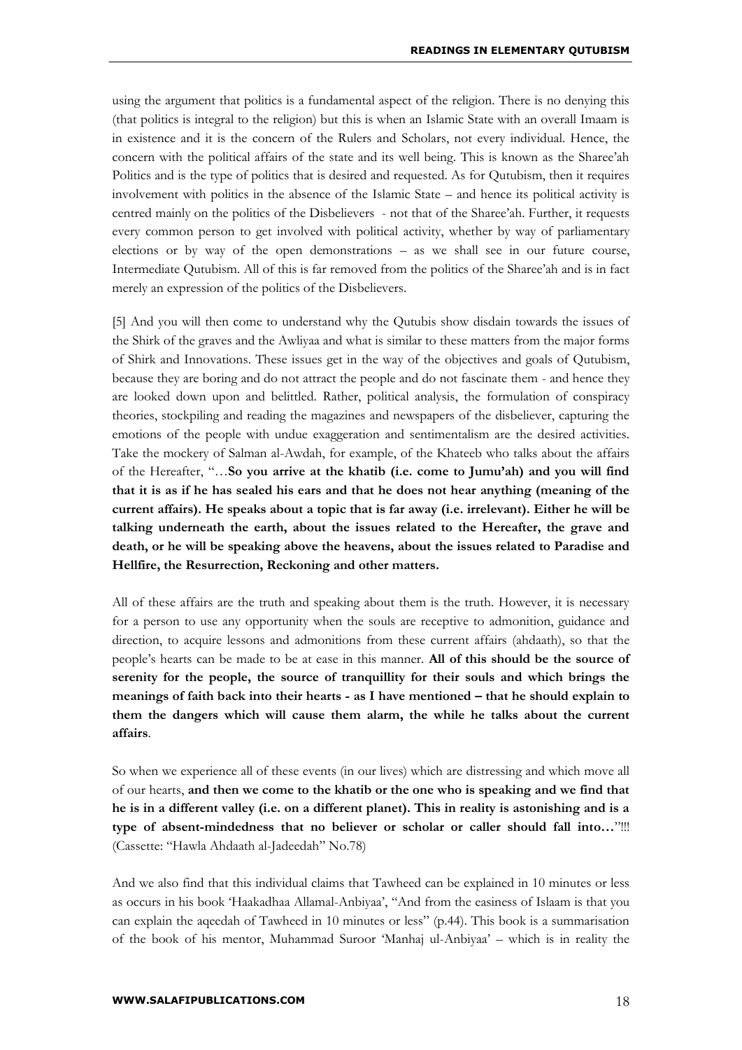using the argument that politics is a fundamental aspect of the religion. There is no denying this (that politics is integral to the religion) but this is when an Islamic State with an overall Imaam is in existence and it is the concern of the Rulers and Scholars, not every individual. Hence, the concern with the political affairs of the state and its well being. This is known as the Sharee'ah Politics and is the type of politics that is desired and requested. As for Qutubism, then it requires involvement with politics in the absence of the Islamic State – and hence its political activity is centred mainly on the politics of the Disbelievers - not that of the Sharee'ah. Further, it requests every common person to get involved with political activity, whether by way of parliamentary elections or by way of the open demonstrations – as we shall see in our future course, Intermediate Qutubism. All of this is far removed from the politics of the Sharee'ah and is in fact merely an expression of the politics of the Disbelievers.

[5] And you will then come to understand why the Qutubis show disdain towards the issues of the Shirk of the graves and the Awliyaa and what is similar to these matters from the major forms of Shirk and Innovations. These issues get in the way of the objectives and goals of Qutubism, because they are boring and do not attract the people and do not fascinate them - and hence they are looked down upon and belittled. Rather, political analysis, the formulation of conspiracy theories, stockpiling and reading the magazines and newspapers of the disbeliever, capturing the emotions of the people with undue exaggeration and sentimentalism are the desired activities. Take the mockery of Salman al-Awdah, for example, of the Khateeb who talks about the affairs of the Hereafter, "…**So you arrive at the khatib (i.e. come to Jumu'ah) and you will find that it is as if he has sealed his ears and that he does not hear anything (meaning of the current affairs). He speaks about a topic that is far away (i.e. irrelevant). Either he will be talking underneath the earth, about the issues related to the Hereafter, the grave and death, or he will be speaking above the heavens, about the issues related to Paradise and Hellfire, the Resurrection, Reckoning and other matters.**

All of these affairs are the truth and speaking about them is the truth. However, it is necessary for a person to use any opportunity when the souls are receptive to admonition, guidance and direction, to acquire lessons and admonitions from these current affairs (ahdaath), so that the people's hearts can be made to be at ease in this manner. **All of this should be the source of serenity for the people, the source of tranquillity for their souls and which brings the meanings of faith back into their hearts - as I have mentioned – that he should explain to them the dangers which will cause them alarm, the while he talks about the current affairs**.

So when we experience all of these events (in our lives) which are distressing and which move all of our hearts, **and then we come to the khatib or the one who is speaking and we find that he is in a different valley (i.e. on a different planet). This in reality is astonishing and is a type of absent-mindedness that no believer or scholar or caller should fall into…**"!!! (Cassette: "Hawla Ahdaath al-Jadeedah" No.78)

And we also find that this individual claims that Tawheed can be explained in 10 minutes or less as occurs in his book 'Haakadhaa Allamal-Anbiyaa', "And from the easiness of Islaam is that you can explain the aqeedah of Tawheed in 10 minutes or less" (p.44). This book is a summarisation of the book of his mentor, Muhammad Suroor 'Manhaj ul-Anbiyaa' – which is in reality the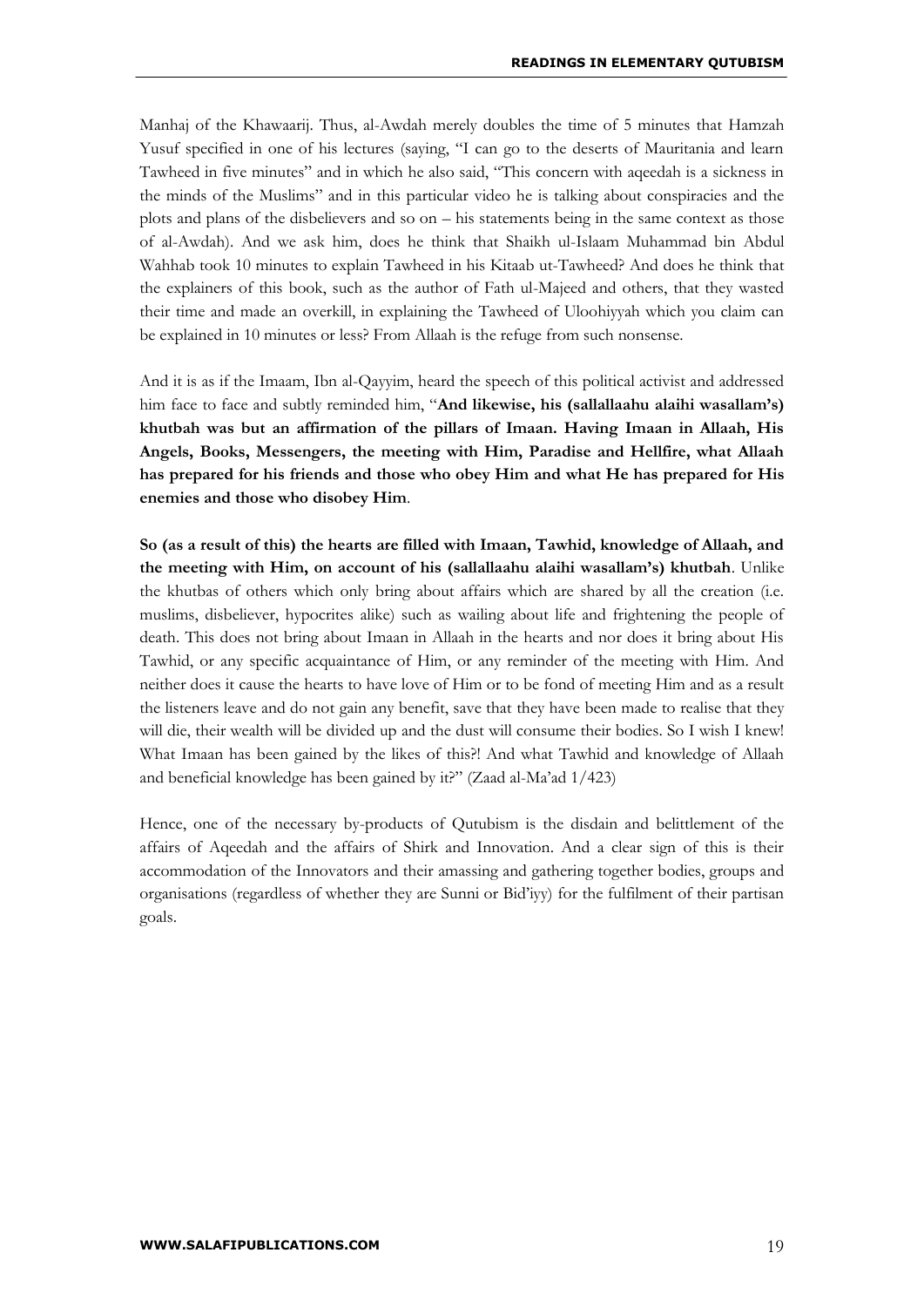Manhaj of the Khawaarij. Thus, al-Awdah merely doubles the time of 5 minutes that Hamzah Yusuf specified in one of his lectures (saying, "I can go to the deserts of Mauritania and learn Tawheed in five minutes" and in which he also said, "This concern with aqeedah is a sickness in the minds of the Muslims" and in this particular video he is talking about conspiracies and the plots and plans of the disbelievers and so on – his statements being in the same context as those of al-Awdah). And we ask him, does he think that Shaikh ul-Islaam Muhammad bin Abdul Wahhab took 10 minutes to explain Tawheed in his Kitaab ut-Tawheed? And does he think that the explainers of this book, such as the author of Fath ul-Majeed and others, that they wasted their time and made an overkill, in explaining the Tawheed of Uloohiyyah which you claim can be explained in 10 minutes or less? From Allaah is the refuge from such nonsense.

And it is as if the Imaam, Ibn al-Qayyim, heard the speech of this political activist and addressed him face to face and subtly reminded him, "**And likewise, his (sallallaahu alaihi wasallam's) khutbah was but an affirmation of the pillars of Imaan. Having Imaan in Allaah, His Angels, Books, Messengers, the meeting with Him, Paradise and Hellfire, what Allaah has prepared for his friends and those who obey Him and what He has prepared for His enemies and those who disobey Him**.

**So (as a result of this) the hearts are filled with Imaan, Tawhid, knowledge of Allaah, and the meeting with Him, on account of his (sallallaahu alaihi wasallam's) khutbah**. Unlike the khutbas of others which only bring about affairs which are shared by all the creation (i.e. muslims, disbeliever, hypocrites alike) such as wailing about life and frightening the people of death. This does not bring about Imaan in Allaah in the hearts and nor does it bring about His Tawhid, or any specific acquaintance of Him, or any reminder of the meeting with Him. And neither does it cause the hearts to have love of Him or to be fond of meeting Him and as a result the listeners leave and do not gain any benefit, save that they have been made to realise that they will die, their wealth will be divided up and the dust will consume their bodies. So I wish I knew! What Imaan has been gained by the likes of this?! And what Tawhid and knowledge of Allaah and beneficial knowledge has been gained by it?" (Zaad al-Ma'ad 1/423)

Hence, one of the necessary by-products of Qutubism is the disdain and belittlement of the affairs of Aqeedah and the affairs of Shirk and Innovation. And a clear sign of this is their accommodation of the Innovators and their amassing and gathering together bodies, groups and organisations (regardless of whether they are Sunni or Bid'iyy) for the fulfilment of their partisan goals.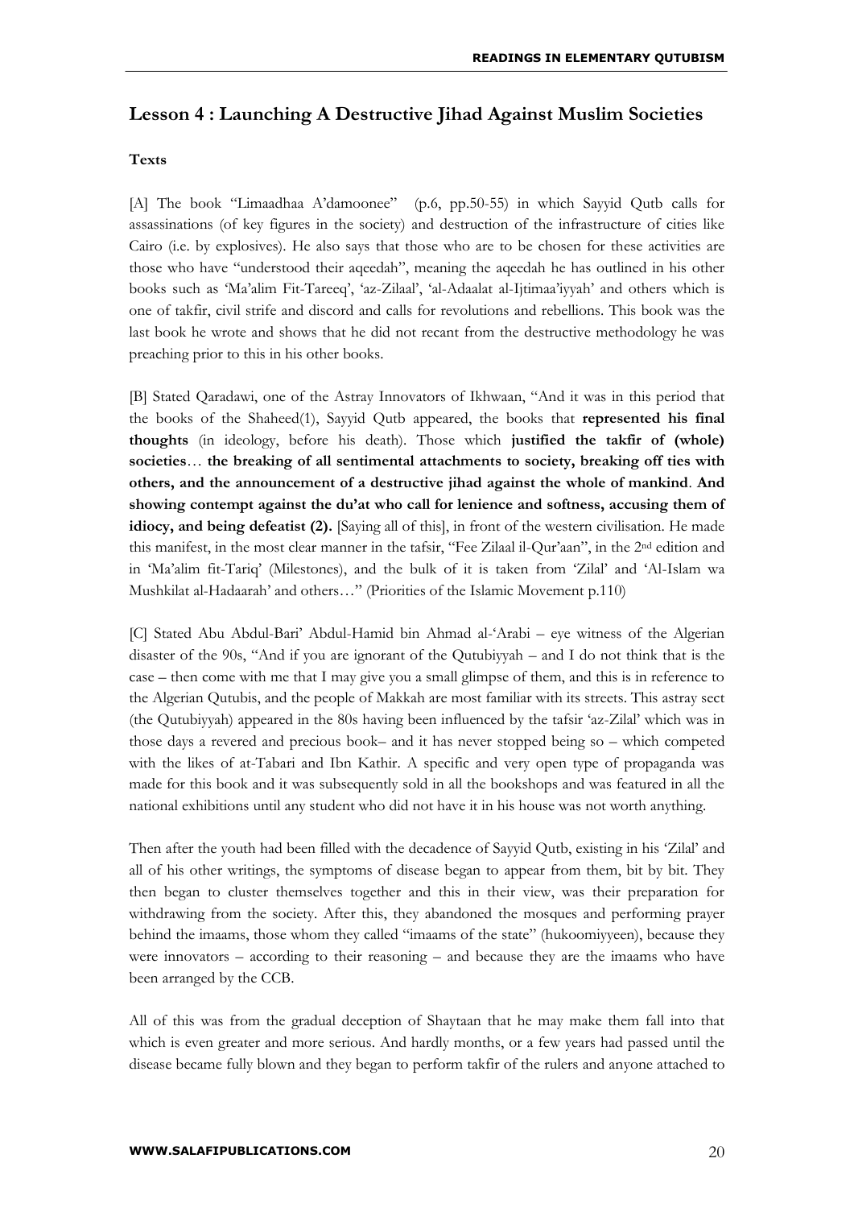## Lesson 4 : Launching A Destructive Jihad Against Muslim Societies

**Texts**

[A] The book "Limaadhaa A'damoonee" (p.6, pp.50-55) in which Sayyid Qutb calls for assassinations (of key figures in the society) and destruction of the infrastructure of cities like Cairo (i.e. by explosives). He also says that those who are to be chosen for these activities are those who have "understood their aqeedah", meaning the aqeedah he has outlined in his other books such as 'Ma'alim Fit-Tareeq', 'az-Zilaal', 'al-Adaalat al-Ijtimaa'iyyah' and others which is one of takfir, civil strife and discord and calls for revolutions and rebellions. This book was the last book he wrote and shows that he did not recant from the destructive methodology he was preaching prior to this in his other books.

[B] Stated Qaradawi, one of the Astray Innovators of Ikhwaan, "And it was in this period that the books of the Shaheed(1), Sayyid Qutb appeared, the books that **represented his final thoughts** (in ideology, before his death). Those which **justified the takfir of (whole) societies**… **the breaking of all sentimental attachments to society, breaking off ties with others, and the announcement of a destructive jihad against the whole of mankind**. **And showing contempt against the du'at who call for lenience and softness, accusing them of idiocy, and being defeatist (2).** [Saying all of this], in front of the western civilisation. He made this manifest, in the most clear manner in the tafsir, "Fee Zilaal il-Qur'aan", in the 2nd edition and in 'Ma'alim fit-Tariq' (Milestones), and the bulk of it is taken from 'Zilal' and 'Al-Islam wa Mushkilat al-Hadaarah' and others…" (Priorities of the Islamic Movement p.110)

[C] Stated Abu Abdul-Bari' Abdul-Hamid bin Ahmad al-'Arabi – eye witness of the Algerian disaster of the 90s, "And if you are ignorant of the Qutubiyyah – and I do not think that is the case – then come with me that I may give you a small glimpse of them, and this is in reference to the Algerian Qutubis, and the people of Makkah are most familiar with its streets. This astray sect (the Qutubiyyah) appeared in the 80s having been influenced by the tafsir 'az-Zilal' which was in those days a revered and precious book– and it has never stopped being so – which competed with the likes of at-Tabari and Ibn Kathir. A specific and very open type of propaganda was made for this book and it was subsequently sold in all the bookshops and was featured in all the national exhibitions until any student who did not have it in his house was not worth anything.

Then after the youth had been filled with the decadence of Sayyid Qutb, existing in his 'Zilal' and all of his other writings, the symptoms of disease began to appear from them, bit by bit. They then began to cluster themselves together and this in their view, was their preparation for withdrawing from the society. After this, they abandoned the mosques and performing prayer behind the imaams, those whom they called "imaams of the state" (hukoomiyyeen), because they were innovators – according to their reasoning – and because they are the imaams who have been arranged by the CCB.

All of this was from the gradual deception of Shaytaan that he may make them fall into that which is even greater and more serious. And hardly months, or a few years had passed until the disease became fully blown and they began to perform takfir of the rulers and anyone attached to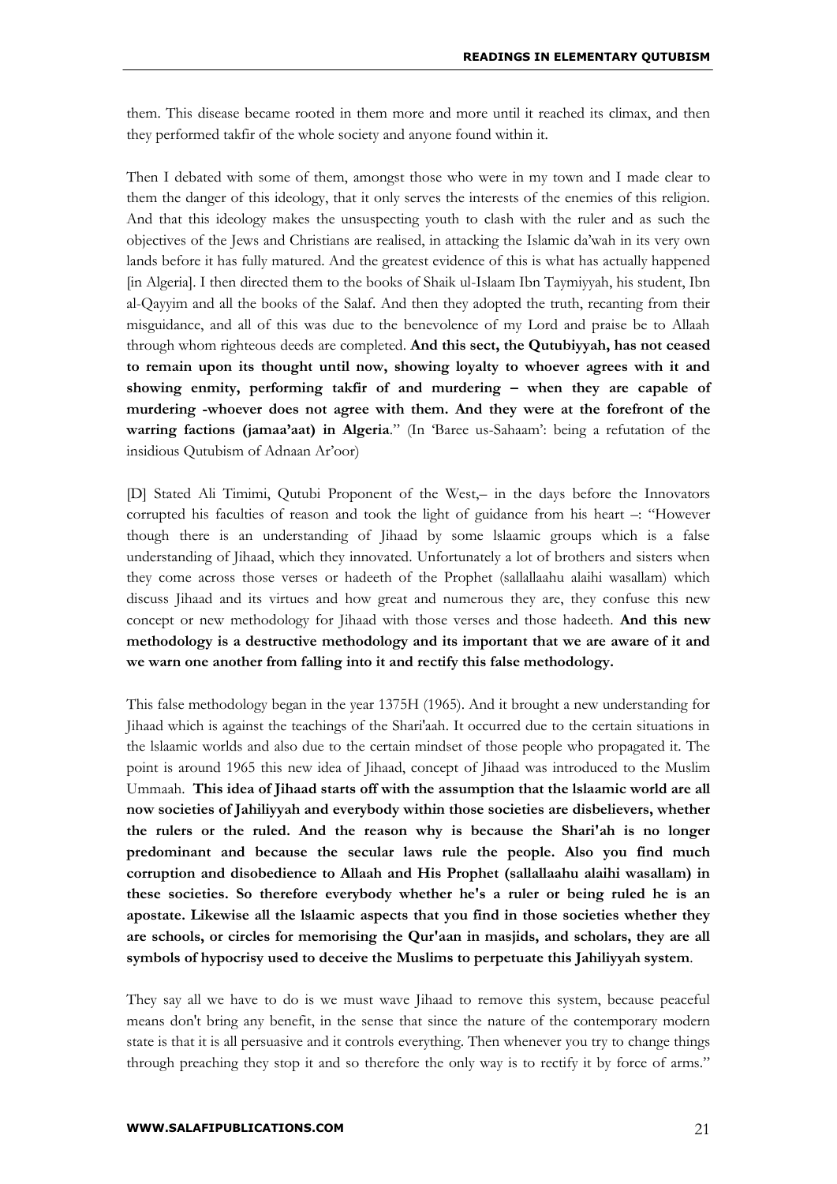them. This disease became rooted in them more and more until it reached its climax, and then they performed takfir of the whole society and anyone found within it.

Then I debated with some of them, amongst those who were in my town and I made clear to them the danger of this ideology, that it only serves the interests of the enemies of this religion. And that this ideology makes the unsuspecting youth to clash with the ruler and as such the objectives of the Jews and Christians are realised, in attacking the Islamic da'wah in its very own lands before it has fully matured. And the greatest evidence of this is what has actually happened [in Algeria]. I then directed them to the books of Shaik ul-Islaam Ibn Taymiyyah, his student, Ibn al-Qayyim and all the books of the Salaf. And then they adopted the truth, recanting from their misguidance, and all of this was due to the benevolence of my Lord and praise be to Allaah through whom righteous deeds are completed. **And this sect, the Qutubiyyah, has not ceased to remain upon its thought until now, showing loyalty to whoever agrees with it and showing enmity, performing takfir of and murdering – when they are capable of murdering -whoever does not agree with them. And they were at the forefront of the warring factions (jamaa'aat) in Algeria**." (In 'Baree us-Sahaam': being a refutation of the insidious Qutubism of Adnaan Ar'oor)

[D] Stated Ali Timimi, Qutubi Proponent of the West,– in the days before the Innovators corrupted his faculties of reason and took the light of guidance from his heart –: "However though there is an understanding of Jihaad by some lslaamic groups which is a false understanding of Jihaad, which they innovated. Unfortunately a lot of brothers and sisters when they come across those verses or hadeeth of the Prophet (sallallaahu alaihi wasallam) which discuss Jihaad and its virtues and how great and numerous they are, they confuse this new concept or new methodology for Jihaad with those verses and those hadeeth. **And this new methodology is a destructive methodology and its important that we are aware of it and we warn one another from falling into it and rectify this false methodology.**

This false methodology began in the year 1375H (1965). And it brought a new understanding for Jihaad which is against the teachings of the Shari'aah. It occurred due to the certain situations in the lslaamic worlds and also due to the certain mindset of those people who propagated it. The point is around 1965 this new idea of Jihaad, concept of Jihaad was introduced to the Muslim Ummaah. **This idea of Jihaad starts off with the assumption that the lslaamic world are all now societies of Jahiliyyah and everybody within those societies are disbelievers, whether the rulers or the ruled. And the reason why is because the Shari'ah is no longer predominant and because the secular laws rule the people. Also you find much corruption and disobedience to Allaah and His Prophet (sallallaahu alaihi wasallam) in these societies. So therefore everybody whether he's a ruler or being ruled he is an apostate. Likewise all the lslaamic aspects that you find in those societies whether they are schools, or circles for memorising the Qur'aan in masjids, and scholars, they are all symbols of hypocrisy used to deceive the Muslims to perpetuate this Jahiliyyah system**.

They say all we have to do is we must wave Jihaad to remove this system, because peaceful means don't bring any benefit, in the sense that since the nature of the contemporary modern state is that it is all persuasive and it controls everything. Then whenever you try to change things through preaching they stop it and so therefore the only way is to rectify it by force of arms."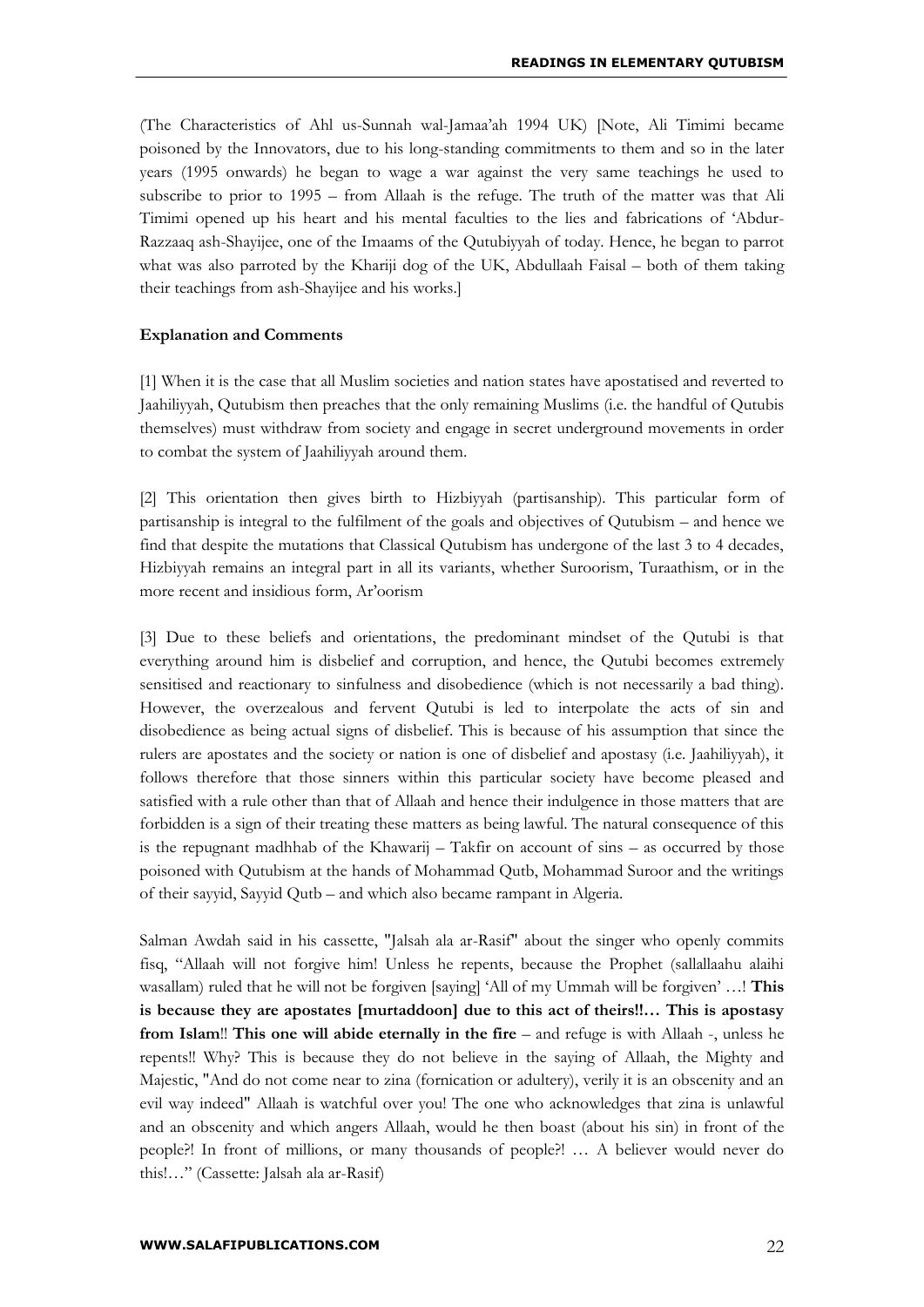(The Characteristics of Ahl us-Sunnah wal-Jamaa'ah 1994 UK) [Note, Ali Timimi became poisoned by the Innovators, due to his long-standing commitments to them and so in the later years (1995 onwards) he began to wage a war against the very same teachings he used to subscribe to prior to 1995 – from Allaah is the refuge. The truth of the matter was that Ali Timimi opened up his heart and his mental faculties to the lies and fabrications of 'Abdur-Razzaaq ash-Shayijee, one of the Imaams of the Qutubiyyah of today. Hence, he began to parrot what was also parroted by the Khariji dog of the UK, Abdullaah Faisal – both of them taking their teachings from ash-Shayijee and his works.]

**Explanation and Comments**

[1] When it is the case that all Muslim societies and nation states have apostatised and reverted to Jaahiliyyah, Qutubism then preaches that the only remaining Muslims (i.e. the handful of Qutubis themselves) must withdraw from society and engage in secret underground movements in order to combat the system of Jaahiliyyah around them.

[2] This orientation then gives birth to Hizbiyyah (partisanship). This particular form of partisanship is integral to the fulfilment of the goals and objectives of Qutubism – and hence we find that despite the mutations that Classical Qutubism has undergone of the last 3 to 4 decades, Hizbiyyah remains an integral part in all its variants, whether Suroorism, Turaathism, or in the more recent and insidious form, Ar'oorism

[3] Due to these beliefs and orientations, the predominant mindset of the Qutubi is that everything around him is disbelief and corruption, and hence, the Qutubi becomes extremely sensitised and reactionary to sinfulness and disobedience (which is not necessarily a bad thing). However, the overzealous and fervent Qutubi is led to interpolate the acts of sin and disobedience as being actual signs of disbelief. This is because of his assumption that since the rulers are apostates and the society or nation is one of disbelief and apostasy (i.e. Jaahiliyyah), it follows therefore that those sinners within this particular society have become pleased and satisfied with a rule other than that of Allaah and hence their indulgence in those matters that are forbidden is a sign of their treating these matters as being lawful. The natural consequence of this is the repugnant madhhab of the Khawarij – Takfir on account of sins – as occurred by those poisoned with Qutubism at the hands of Mohammad Qutb, Mohammad Suroor and the writings of their sayyid, Sayyid Qutb – and which also became rampant in Algeria.

Salman Awdah said in his cassette, "Jalsah ala ar-Rasif" about the singer who openly commits fisq, "Allaah will not forgive him! Unless he repents, because the Prophet (sallallaahu alaihi wasallam) ruled that he will not be forgiven [saying] 'All of my Ummah will be forgiven' …! **This is because they are apostates [murtaddoon] due to this act of theirs!!… This is apostasy from Islam**!! **This one will abide eternally in the fire** – and refuge is with Allaah -, unless he repents!! Why? This is because they do not believe in the saying of Allaah, the Mighty and Majestic, "And do not come near to zina (fornication or adultery), verily it is an obscenity and an evil way indeed" Allaah is watchful over you! The one who acknowledges that zina is unlawful and an obscenity and which angers Allaah, would he then boast (about his sin) in front of the people?! In front of millions, or many thousands of people?! … A believer would never do this!…" (Cassette: Jalsah ala ar-Rasif)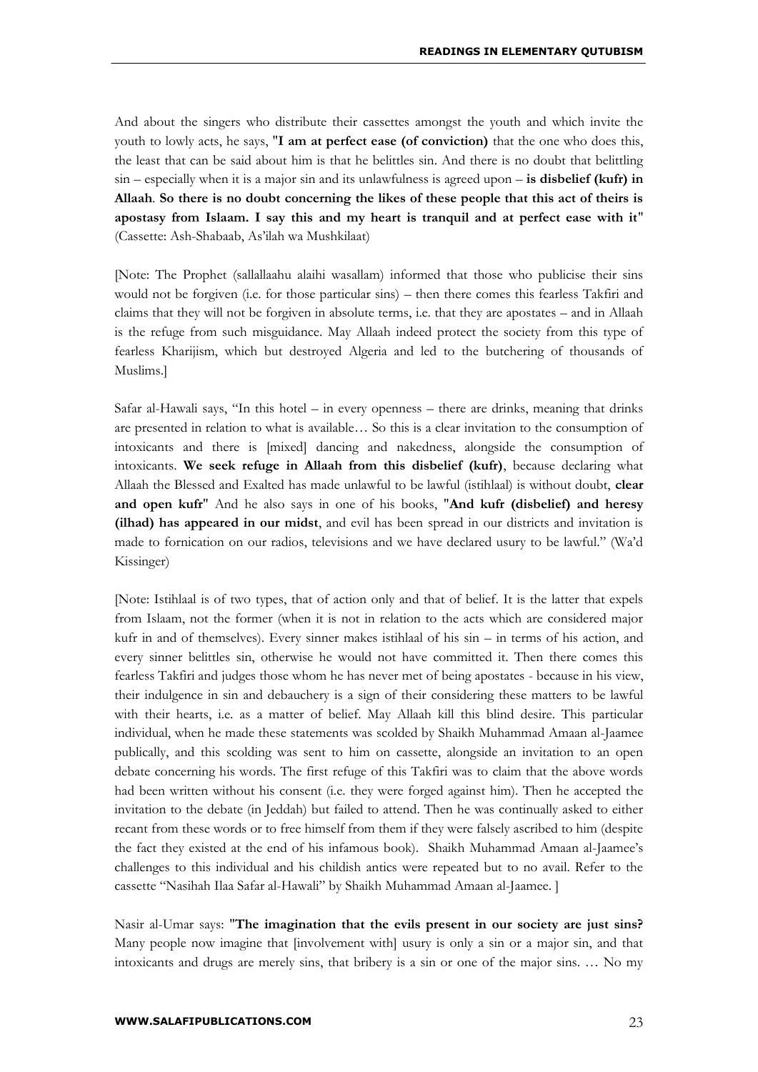And about the singers who distribute their cassettes amongst the youth and which invite the youth to lowly acts, he says, "**I am at perfect ease (of conviction)** that the one who does this, the least that can be said about him is that he belittles sin. And there is no doubt that belittling sin – especially when it is a major sin and its unlawfulness is agreed upon – **is disbelief (kufr) in Allaah**. **So there is no doubt concerning the likes of these people that this act of theirs is apostasy from Islaam. I say this and my heart is tranquil and at perfect ease with it**" (Cassette: Ash-Shabaab, As'ilah wa Mushkilaat)

[Note: The Prophet (sallallaahu alaihi wasallam) informed that those who publicise their sins would not be forgiven (i.e. for those particular sins) – then there comes this fearless Takfiri and claims that they will not be forgiven in absolute terms, i.e. that they are apostates – and in Allaah is the refuge from such misguidance. May Allaah indeed protect the society from this type of fearless Kharijism, which but destroyed Algeria and led to the butchering of thousands of Muslims.]

Safar al-Hawali says, "In this hotel – in every openness – there are drinks, meaning that drinks are presented in relation to what is available… So this is a clear invitation to the consumption of intoxicants and there is [mixed] dancing and nakedness, alongside the consumption of intoxicants. **We seek refuge in Allaah from this disbelief (kufr)**, because declaring what Allaah the Blessed and Exalted has made unlawful to be lawful (istihlaal) is without doubt, **clear and open kufr**" And he also says in one of his books, "**And kufr (disbelief) and heresy (ilhad) has appeared in our midst**, and evil has been spread in our districts and invitation is made to fornication on our radios, televisions and we have declared usury to be lawful." (Wa'd Kissinger)

[Note: Istihlaal is of two types, that of action only and that of belief. It is the latter that expels from Islaam, not the former (when it is not in relation to the acts which are considered major kufr in and of themselves). Every sinner makes istihlaal of his sin – in terms of his action, and every sinner belittles sin, otherwise he would not have committed it. Then there comes this fearless Takfiri and judges those whom he has never met of being apostates - because in his view, their indulgence in sin and debauchery is a sign of their considering these matters to be lawful with their hearts, i.e. as a matter of belief. May Allaah kill this blind desire. This particular individual, when he made these statements was scolded by Shaikh Muhammad Amaan al-Jaamee publically, and this scolding was sent to him on cassette, alongside an invitation to an open debate concerning his words. The first refuge of this Takfiri was to claim that the above words had been written without his consent (i.e. they were forged against him). Then he accepted the invitation to the debate (in Jeddah) but failed to attend. Then he was continually asked to either recant from these words or to free himself from them if they were falsely ascribed to him (despite the fact they existed at the end of his infamous book). Shaikh Muhammad Amaan al-Jaamee's challenges to this individual and his childish antics were repeated but to no avail. Refer to the cassette "Nasihah Ilaa Safar al-Hawali" by Shaikh Muhammad Amaan al-Jaamee. ]

Nasir al-Umar says: "**The imagination that the evils present in our society are just sins?** Many people now imagine that [involvement with] usury is only a sin or a major sin, and that intoxicants and drugs are merely sins, that bribery is a sin or one of the major sins. … No my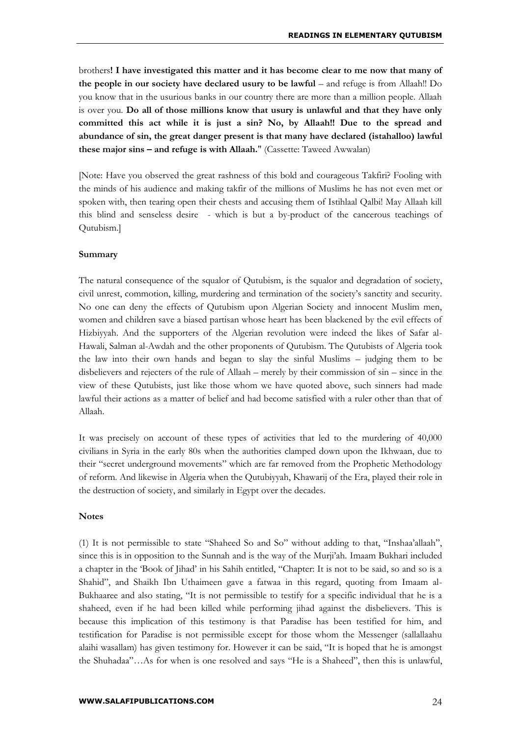brothers**! I have investigated this matter and it has become clear to me now that many of the people in our society have declared usury to be lawful** – and refuge is from Allaah!! Do you know that in the usurious banks in our country there are more than a million people. Allaah is over you. **Do all of those millions know that usury is unlawful and that they have only committed this act while it is just a sin? No, by Allaah!! Due to the spread and abundance of sin, the great danger present is that many have declared (istahalloo) lawful these major sins – and refuge is with Allaah.**" (Cassette: Taweed Awwalan)

[Note: Have you observed the great rashness of this bold and courageous Takfiri? Fooling with the minds of his audience and making takfir of the millions of Muslims he has not even met or spoken with, then tearing open their chests and accusing them of Istihlaal Qalbi! May Allaah kill this blind and senseless desire - which is but a by-product of the cancerous teachings of Qutubism.]

**Summary**

The natural consequence of the squalor of Qutubism, is the squalor and degradation of society, civil unrest, commotion, killing, murdering and termination of the society's sanctity and security. No one can deny the effects of Qutubism upon Algerian Society and innocent Muslim men, women and children save a biased partisan whose heart has been blackened by the evil effects of Hizbiyyah. And the supporters of the Algerian revolution were indeed the likes of Safar al-Hawali, Salman al-Awdah and the other proponents of Qutubism. The Qutubists of Algeria took the law into their own hands and began to slay the sinful Muslims – judging them to be disbelievers and rejecters of the rule of Allaah – merely by their commission of sin – since in the view of these Qutubists, just like those whom we have quoted above, such sinners had made lawful their actions as a matter of belief and had become satisfied with a ruler other than that of Allaah.

It was precisely on account of these types of activities that led to the murdering of 40,000 civilians in Syria in the early 80s when the authorities clamped down upon the Ikhwaan, due to their "secret underground movements" which are far removed from the Prophetic Methodology of reform. And likewise in Algeria when the Qutubiyyah, Khawarij of the Era, played their role in the destruction of society, and similarly in Egypt over the decades.

**Notes**

(1) It is not permissible to state "Shaheed So and So" without adding to that, "Inshaa'allaah", since this is in opposition to the Sunnah and is the way of the Murji'ah. Imaam Bukhari included a chapter in the 'Book of Jihad' in his Sahih entitled, "Chapter: It is not to be said, so and so is a Shahid", and Shaikh Ibn Uthaimeen gave a fatwaa in this regard, quoting from Imaam al-Bukhaaree and also stating, "It is not permissible to testify for a specific individual that he is a shaheed, even if he had been killed while performing jihad against the disbelievers. This is because this implication of this testimony is that Paradise has been testified for him, and testification for Paradise is not permissible except for those whom the Messenger (sallallaahu alaihi wasallam) has given testimony for. However it can be said, "It is hoped that he is amongst the Shuhadaa"…As for when is one resolved and says "He is a Shaheed", then this is unlawful,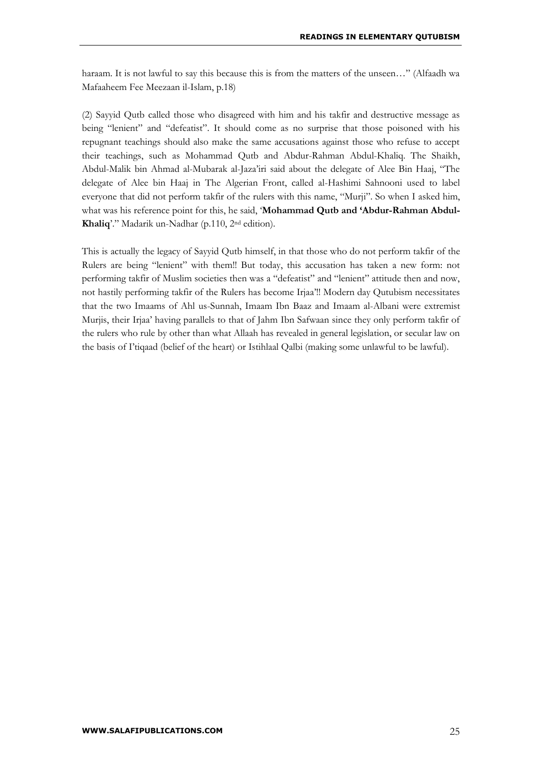haraam. It is not lawful to say this because this is from the matters of the unseen…" (Alfaadh wa Mafaaheem Fee Meezaan il-Islam, p.18)

(2) Sayyid Qutb called those who disagreed with him and his takfir and destructive message as being "lenient" and "defeatist". It should come as no surprise that those poisoned with his repugnant teachings should also make the same accusations against those who refuse to accept their teachings, such as Mohammad Qutb and Abdur-Rahman Abdul-Khaliq. The Shaikh, Abdul-Malik bin Ahmad al-Mubarak al-Jaza'iri said about the delegate of Alee Bin Haaj, "The delegate of Alee bin Haaj in The Algerian Front, called al-Hashimi Sahnooni used to label everyone that did not perform takfir of the rulers with this name, "Murji". So when I asked him, what was his reference point for this, he said, '**Mohammad Qutb and 'Abdur-Rahman Abdul-Khaliq**'." Madarik un-Nadhar (p.110, 2nd edition).

This is actually the legacy of Sayyid Qutb himself, in that those who do not perform takfir of the Rulers are being "lenient" with them!! But today, this accusation has taken a new form: not performing takfir of Muslim societies then was a "defeatist" and "lenient" attitude then and now, not hastily performing takfir of the Rulers has become Irjaa'!! Modern day Qutubism necessitates that the two Imaams of Ahl us-Sunnah, Imaam Ibn Baaz and Imaam al-Albani were extremist Murjis, their Irjaa' having parallels to that of Jahm Ibn Safwaan since they only perform takfir of the rulers who rule by other than what Allaah has revealed in general legislation, or secular law on the basis of I'tiqaad (belief of the heart) or Istihlaal Qalbi (making some unlawful to be lawful).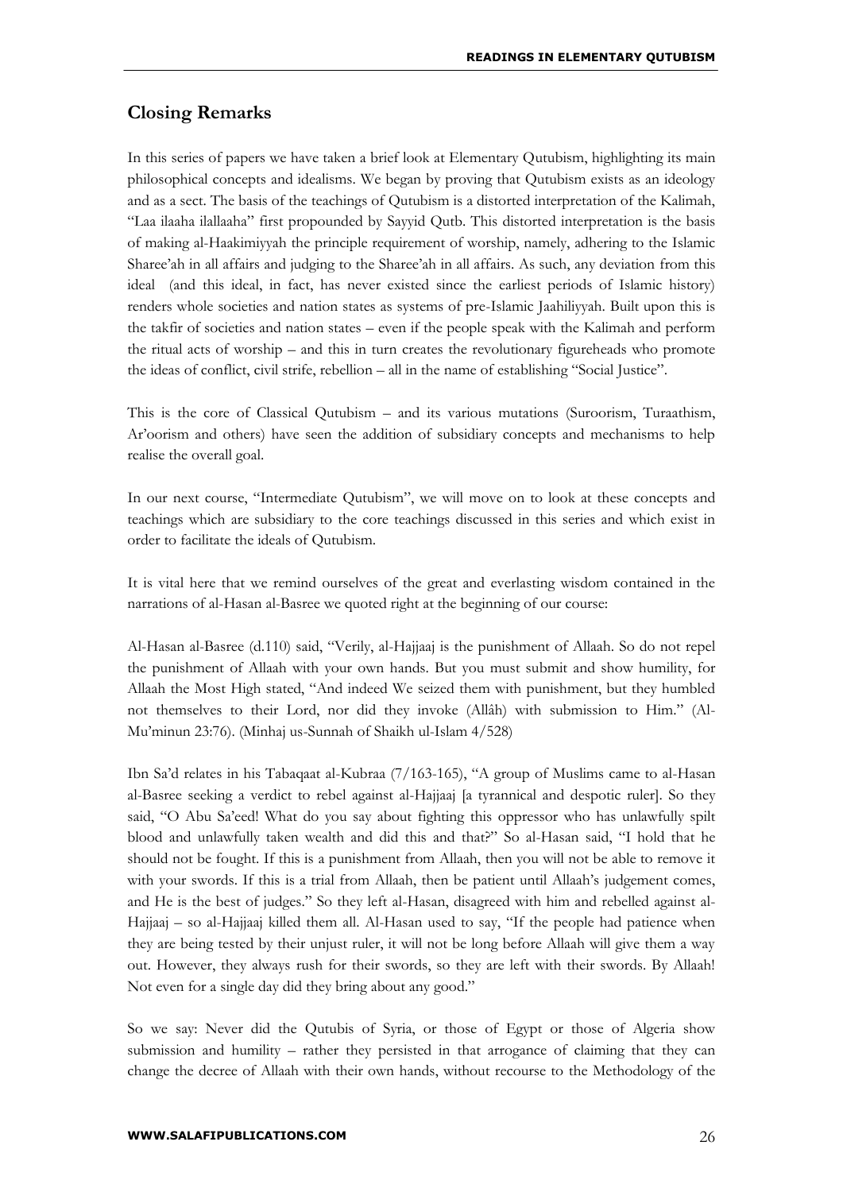## Closing Remarks

In this series of papers we have taken a brief look at Elementary Qutubism, highlighting its main philosophical concepts and idealisms. We began by proving that Qutubism exists as an ideology and as a sect. The basis of the teachings of Qutubism is a distorted interpretation of the Kalimah, "Laa ilaaha ilallaaha" first propounded by Sayyid Qutb. This distorted interpretation is the basis of making al-Haakimiyyah the principle requirement of worship, namely, adhering to the Islamic Sharee'ah in all affairs and judging to the Sharee'ah in all affairs. As such, any deviation from this ideal (and this ideal, in fact, has never existed since the earliest periods of Islamic history) renders whole societies and nation states as systems of pre-Islamic Jaahiliyyah. Built upon this is the takfir of societies and nation states – even if the people speak with the Kalimah and perform the ritual acts of worship – and this in turn creates the revolutionary figureheads who promote the ideas of conflict, civil strife, rebellion – all in the name of establishing "Social Justice".

This is the core of Classical Qutubism – and its various mutations (Suroorism, Turaathism, Ar'oorism and others) have seen the addition of subsidiary concepts and mechanisms to help realise the overall goal.

In our next course, "Intermediate Qutubism", we will move on to look at these concepts and teachings which are subsidiary to the core teachings discussed in this series and which exist in order to facilitate the ideals of Qutubism.

It is vital here that we remind ourselves of the great and everlasting wisdom contained in the narrations of al-Hasan al-Basree we quoted right at the beginning of our course:

Al-Hasan al-Basree (d.110) said, "Verily, al-Hajjaaj is the punishment of Allaah. So do not repel the punishment of Allaah with your own hands. But you must submit and show humility, for Allaah the Most High stated, "And indeed We seized them with punishment, but they humbled not themselves to their Lord, nor did they invoke (Allâh) with submission to Him." (Al-Mu'minun 23:76). (Minhaj us-Sunnah of Shaikh ul-Islam 4/528)

Ibn Sa'd relates in his Tabaqaat al-Kubraa (7/163-165), "A group of Muslims came to al-Hasan al-Basree seeking a verdict to rebel against al-Hajjaaj [a tyrannical and despotic ruler]. So they said, "O Abu Sa'eed! What do you say about fighting this oppressor who has unlawfully spilt blood and unlawfully taken wealth and did this and that?" So al-Hasan said, "I hold that he should not be fought. If this is a punishment from Allaah, then you will not be able to remove it with your swords. If this is a trial from Allaah, then be patient until Allaah's judgement comes, and He is the best of judges." So they left al-Hasan, disagreed with him and rebelled against al-Hajjaaj – so al-Hajjaaj killed them all. Al-Hasan used to say, "If the people had patience when they are being tested by their unjust ruler, it will not be long before Allaah will give them a way out. However, they always rush for their swords, so they are left with their swords. By Allaah! Not even for a single day did they bring about any good."

So we say: Never did the Qutubis of Syria, or those of Egypt or those of Algeria show submission and humility – rather they persisted in that arrogance of claiming that they can change the decree of Allaah with their own hands, without recourse to the Methodology of the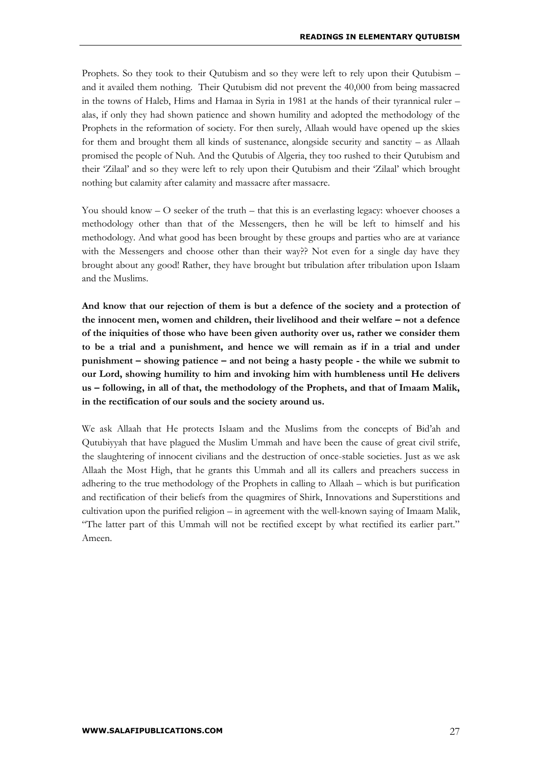Prophets. So they took to their Qutubism and so they were left to rely upon their Qutubism – and it availed them nothing. Their Qutubism did not prevent the 40,000 from being massacred in the towns of Haleb, Hims and Hamaa in Syria in 1981 at the hands of their tyrannical ruler – alas, if only they had shown patience and shown humility and adopted the methodology of the Prophets in the reformation of society. For then surely, Allaah would have opened up the skies for them and brought them all kinds of sustenance, alongside security and sanctity – as Allaah promised the people of Nuh. And the Qutubis of Algeria, they too rushed to their Qutubism and their 'Zilaal' and so they were left to rely upon their Qutubism and their 'Zilaal' which brought nothing but calamity after calamity and massacre after massacre.

You should know – O seeker of the truth – that this is an everlasting legacy: whoever chooses a methodology other than that of the Messengers, then he will be left to himself and his methodology. And what good has been brought by these groups and parties who are at variance with the Messengers and choose other than their way?? Not even for a single day have they brought about any good! Rather, they have brought but tribulation after tribulation upon Islaam and the Muslims.

**And know that our rejection of them is but a defence of the society and a protection of the innocent men, women and children, their livelihood and their welfare – not a defence of the iniquities of those who have been given authority over us, rather we consider them to be a trial and a punishment, and hence we will remain as if in a trial and under punishment – showing patience – and not being a hasty people - the while we submit to our Lord, showing humility to him and invoking him with humbleness until He delivers us – following, in all of that, the methodology of the Prophets, and that of Imaam Malik, in the rectification of our souls and the society around us.**

We ask Allaah that He protects Islaam and the Muslims from the concepts of Bid'ah and Qutubiyyah that have plagued the Muslim Ummah and have been the cause of great civil strife, the slaughtering of innocent civilians and the destruction of once-stable societies. Just as we ask Allaah the Most High, that he grants this Ummah and all its callers and preachers success in adhering to the true methodology of the Prophets in calling to Allaah – which is but purification and rectification of their beliefs from the quagmires of Shirk, Innovations and Superstitions and cultivation upon the purified religion – in agreement with the well-known saying of Imaam Malik, "The latter part of this Ummah will not be rectified except by what rectified its earlier part." Ameen.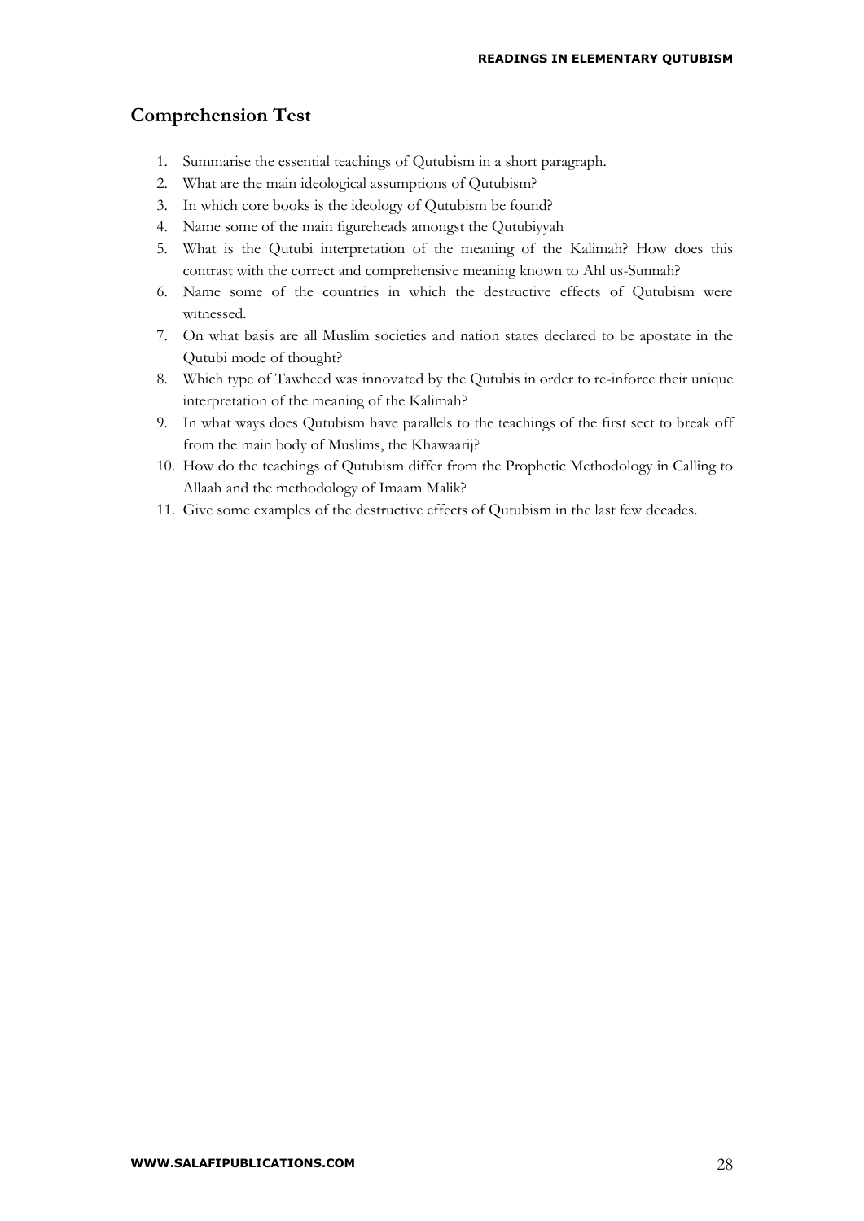## Comprehension Test

1. Summarise the essential teachings of Qutubism in a short paragraph.
2. What are the main ideological assumptions of Qutubism?
3. In which core books is the ideology of Qutubism be found?
4. Name some of the main figureheads amongst the Qutubiyyah
5. What is the Qutubi interpretation of the meaning of the Kalimah? How does this contrast with the correct and comprehensive meaning known to Ahl us-Sunnah?
6. Name some of the countries in which the destructive effects of Qutubism were witnessed.
7. On what basis are all Muslim societies and nation states declared to be apostate in the Qutubi mode of thought?
8. Which type of Tawheed was innovated by the Qutubis in order to re-inforce their unique interpretation of the meaning of the Kalimah?
9. In what ways does Qutubism have parallels to the teachings of the first sect to break off from the main body of Muslims, the Khawaarij?
10. How do the teachings of Qutubism differ from the Prophetic Methodology in Calling to Allaah and the methodology of Imaam Malik?
11. Give some examples of the destructive effects of Qutubism in the last few decades.